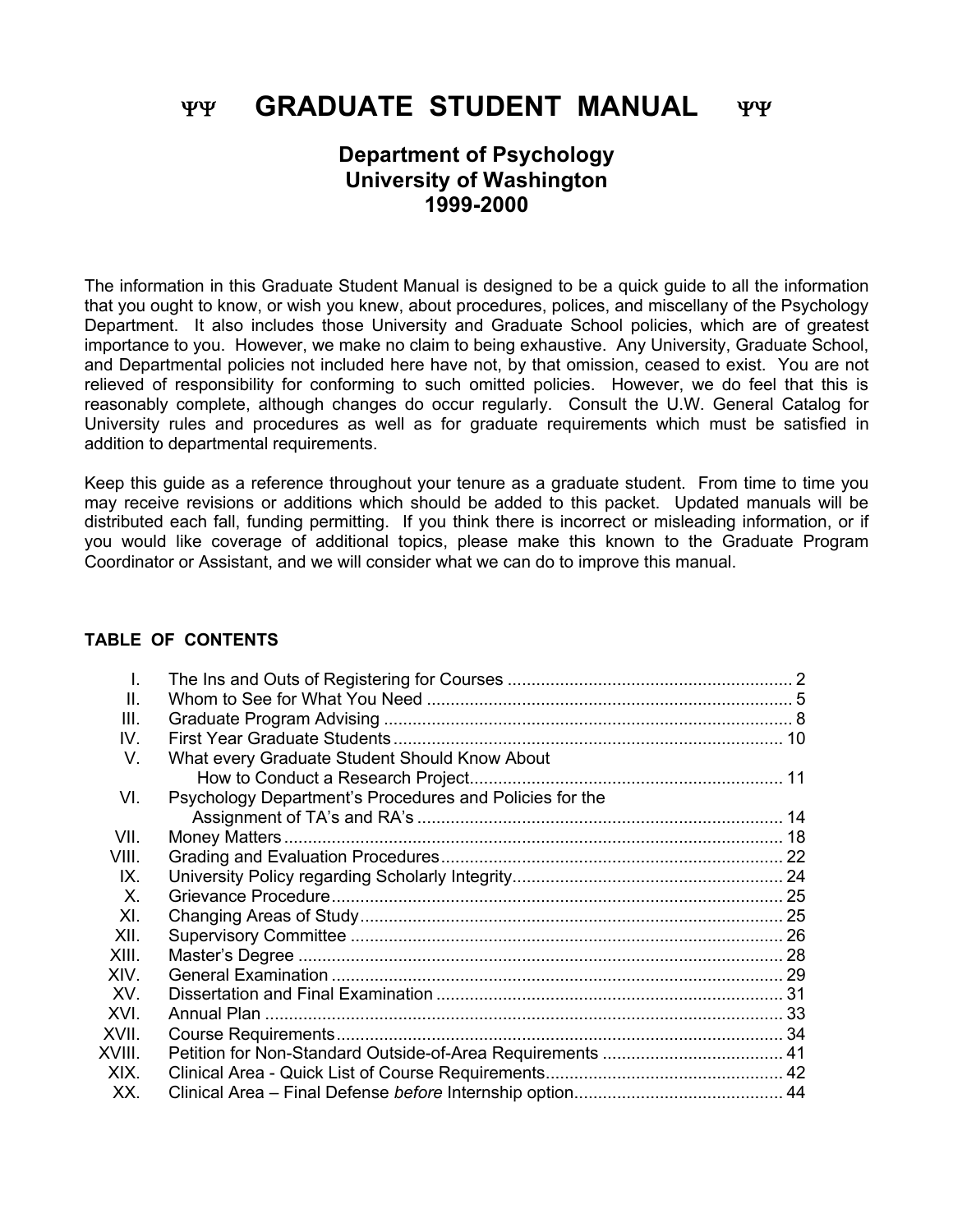# ΨΨ GRADUATE STUDENT MANUAL ΨΨ

## Department of Psychology
## University of Washington
## 1999-2000

The information in this Graduate Student Manual is designed to be a quick guide to all the information that you ought to know, or wish you knew, about procedures, polices, and miscellany of the Psychology Department. It also includes those University and Graduate School policies, which are of greatest importance to you. However, we make no claim to being exhaustive. Any University, Graduate School, and Departmental policies not included here have not, by that omission, ceased to exist. You are not relieved of responsibility for conforming to such omitted policies. However, we do feel that this is reasonably complete, although changes do occur regularly. Consult the U.W. General Catalog for University rules and procedures as well as for graduate requirements which must be satisfied in addition to departmental requirements.

Keep this guide as a reference throughout your tenure as a graduate student. From time to time you may receive revisions or additions which should be added to this packet. Updated manuals will be distributed each fall, funding permitting. If you think there is incorrect or misleading information, or if you would like coverage of additional topics, please make this known to the Graduate Program Coordinator or Assistant, and we will consider what we can do to improve this manual.

**TABLE OF CONTENTS**

| | | |
|---|---|---|
| I. | The Ins and Outs of Registering for Courses | 2 |
| II. | Whom to See for What You Need | 5 |
| III. | Graduate Program Advising | 8 |
| IV. | First Year Graduate Students | 10 |
| V. | What every Graduate Student Should Know About How to Conduct a Research Project | 11 |
| VI. | Psychology Department's Procedures and Policies for the Assignment of TA's and RA's | 14 |
| VII. | Money Matters | 18 |
| VIII. | Grading and Evaluation Procedures | 22 |
| IX. | University Policy regarding Scholarly Integrity | 24 |
| X. | Grievance Procedure | 25 |
| XI. | Changing Areas of Study | 25 |
| XII. | Supervisory Committee | 26 |
| XIII. | Master's Degree | 28 |
| XIV. | General Examination | 29 |
| XV. | Dissertation and Final Examination | 31 |
| XVI. | Annual Plan | 33 |
| XVII. | Course Requirements | 34 |
| XVIII. | Petition for Non-Standard Outside-of-Area Requirements | 41 |
| XIX. | Clinical Area - Quick List of Course Requirements | 42 |
| XX. | Clinical Area – Final Defense *before* Internship option | 44 |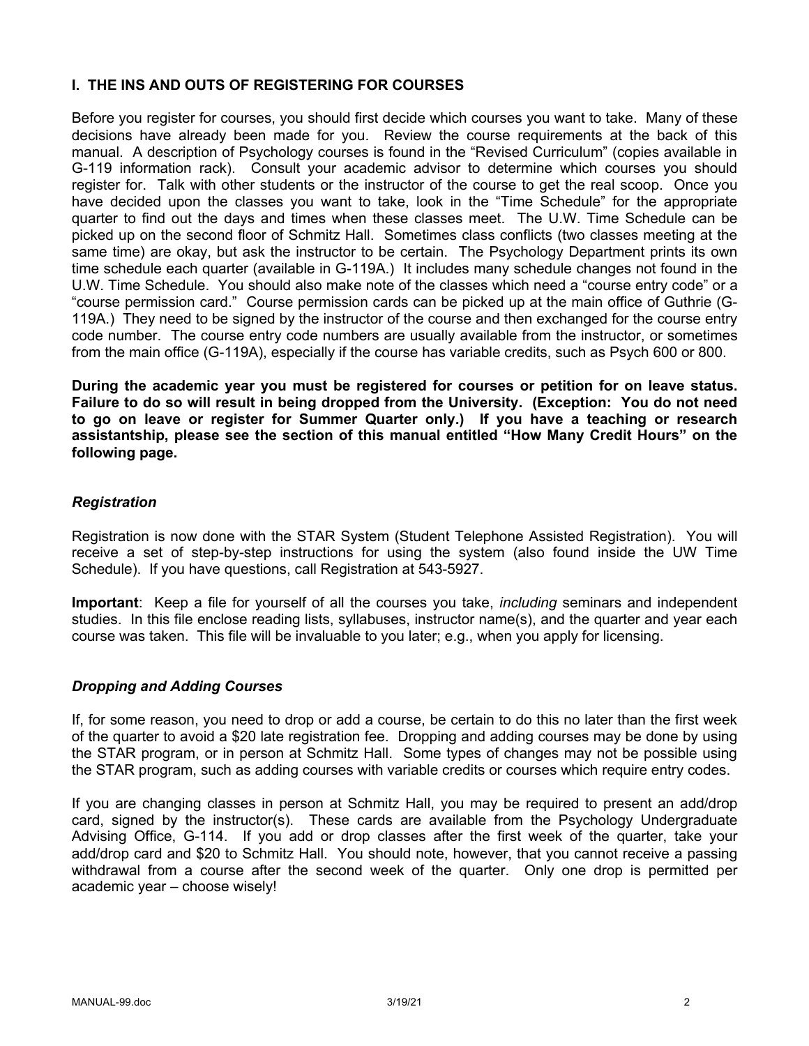## I. THE INS AND OUTS OF REGISTERING FOR COURSES

Before you register for courses, you should first decide which courses you want to take. Many of these decisions have already been made for you. Review the course requirements at the back of this manual. A description of Psychology courses is found in the "Revised Curriculum" (copies available in G-119 information rack). Consult your academic advisor to determine which courses you should register for. Talk with other students or the instructor of the course to get the real scoop. Once you have decided upon the classes you want to take, look in the "Time Schedule" for the appropriate quarter to find out the days and times when these classes meet. The U.W. Time Schedule can be picked up on the second floor of Schmitz Hall. Sometimes class conflicts (two classes meeting at the same time) are okay, but ask the instructor to be certain. The Psychology Department prints its own time schedule each quarter (available in G-119A.) It includes many schedule changes not found in the U.W. Time Schedule. You should also make note of the classes which need a "course entry code" or a "course permission card." Course permission cards can be picked up at the main office of Guthrie (G-119A.) They need to be signed by the instructor of the course and then exchanged for the course entry code number. The course entry code numbers are usually available from the instructor, or sometimes from the main office (G-119A), especially if the course has variable credits, such as Psych 600 or 800.

**During the academic year you must be registered for courses or petition for on leave status. Failure to do so will result in being dropped from the University. (Exception: You do not need to go on leave or register for Summer Quarter only.) If you have a teaching or research assistantship, please see the section of this manual entitled "How Many Credit Hours" on the following page.**

### *Registration*

Registration is now done with the STAR System (Student Telephone Assisted Registration). You will receive a set of step-by-step instructions for using the system (also found inside the UW Time Schedule). If you have questions, call Registration at 543-5927.

**Important**: Keep a file for yourself of all the courses you take, *including* seminars and independent studies. In this file enclose reading lists, syllabuses, instructor name(s), and the quarter and year each course was taken. This file will be invaluable to you later; e.g., when you apply for licensing.

### *Dropping and Adding Courses*

If, for some reason, you need to drop or add a course, be certain to do this no later than the first week of the quarter to avoid a $20 late registration fee. Dropping and adding courses may be done by using the STAR program, or in person at Schmitz Hall. Some types of changes may not be possible using the STAR program, such as adding courses with variable credits or courses which require entry codes.

If you are changing classes in person at Schmitz Hall, you may be required to present an add/drop card, signed by the instructor(s). These cards are available from the Psychology Undergraduate Advising Office, G-114. If you add or drop classes after the first week of the quarter, take your add/drop card and $20 to Schmitz Hall. You should note, however, that you cannot receive a passing withdrawal from a course after the second week of the quarter. Only one drop is permitted per academic year – choose wisely!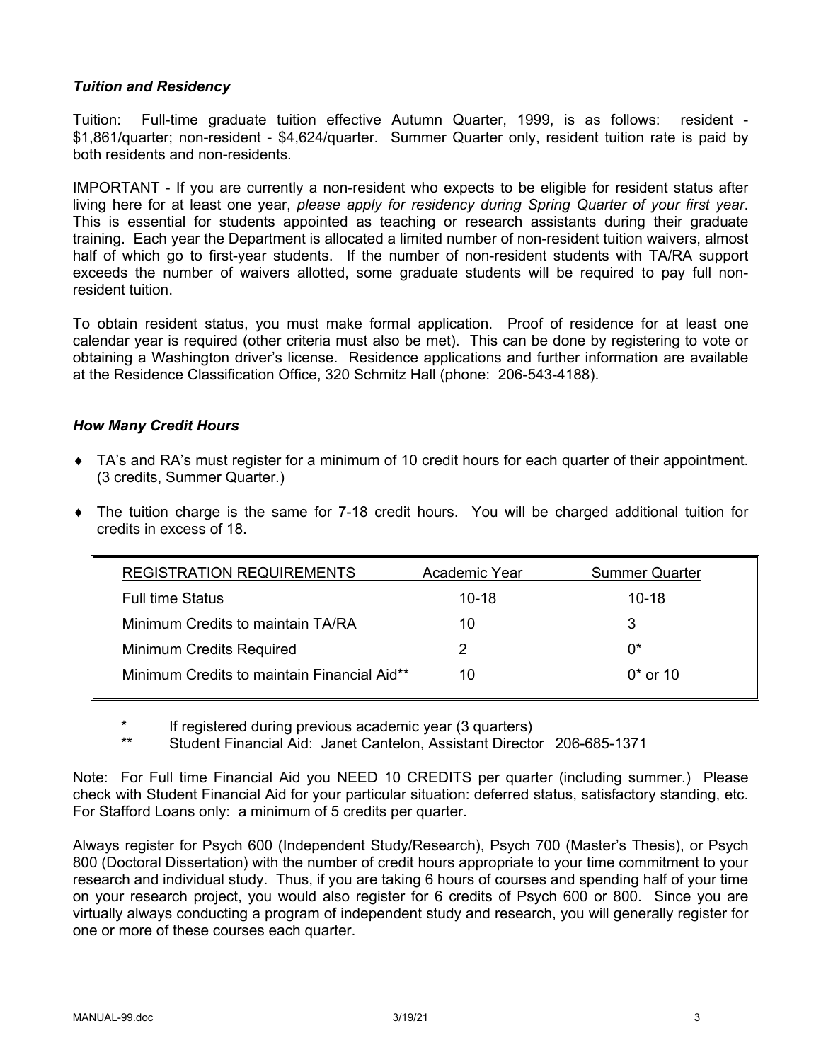### *Tuition and Residency*

Tuition: Full-time graduate tuition effective Autumn Quarter, 1999, is as follows: resident - $1,861/quarter; non-resident - $4,624/quarter. Summer Quarter only, resident tuition rate is paid by both residents and non-residents.

IMPORTANT - If you are currently a non-resident who expects to be eligible for resident status after living here for at least one year, *please apply for residency during Spring Quarter of your first year*. This is essential for students appointed as teaching or research assistants during their graduate training. Each year the Department is allocated a limited number of non-resident tuition waivers, almost half of which go to first-year students. If the number of non-resident students with TA/RA support exceeds the number of waivers allotted, some graduate students will be required to pay full non-resident tuition.

To obtain resident status, you must make formal application. Proof of residence for at least one calendar year is required (other criteria must also be met). This can be done by registering to vote or obtaining a Washington driver's license. Residence applications and further information are available at the Residence Classification Office, 320 Schmitz Hall (phone: 206-543-4188).

### *How Many Credit Hours*

- TA's and RA's must register for a minimum of 10 credit hours for each quarter of their appointment. (3 credits, Summer Quarter.)
- The tuition charge is the same for 7-18 credit hours. You will be charged additional tuition for credits in excess of 18.

| REGISTRATION REQUIREMENTS | Academic Year | Summer Quarter |
|---|---|---|
| Full time Status | 10-18 | 10-18 |
| Minimum Credits to maintain TA/RA | 10 | 3 |
| Minimum Credits Required | 2 | 0* |
| Minimum Credits to maintain Financial Aid** | 10 | 0* or 10 |

\* If registered during previous academic year (3 quarters)

** Student Financial Aid: Janet Cantelon, Assistant Director 206-685-1371

Note: For Full time Financial Aid you NEED 10 CREDITS per quarter (including summer.) Please check with Student Financial Aid for your particular situation: deferred status, satisfactory standing, etc. For Stafford Loans only: a minimum of 5 credits per quarter.

Always register for Psych 600 (Independent Study/Research), Psych 700 (Master's Thesis), or Psych 800 (Doctoral Dissertation) with the number of credit hours appropriate to your time commitment to your research and individual study. Thus, if you are taking 6 hours of courses and spending half of your time on your research project, you would also register for 6 credits of Psych 600 or 800. Since you are virtually always conducting a program of independent study and research, you will generally register for one or more of these courses each quarter.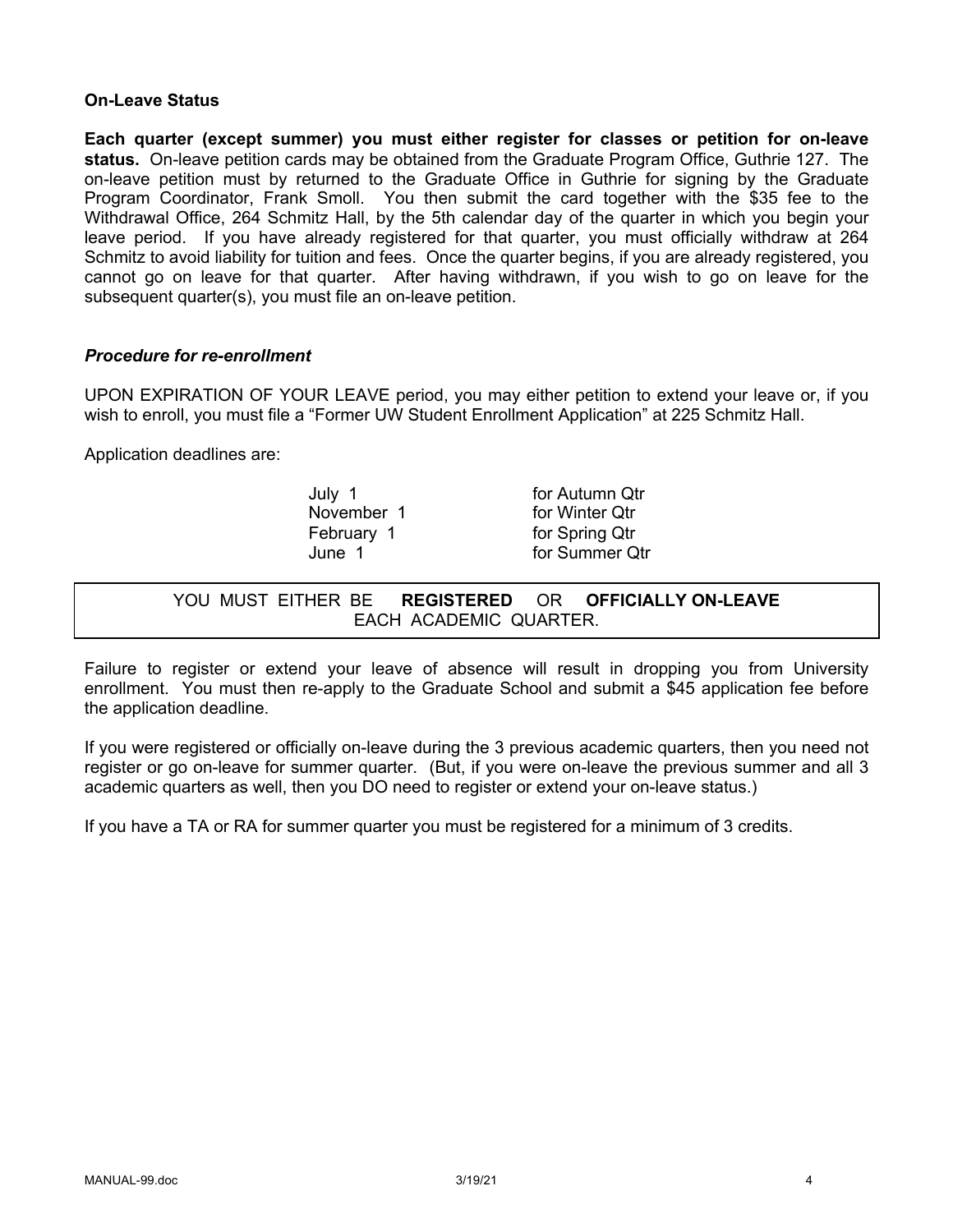**On-Leave Status**

**Each quarter (except summer) you must either register for classes or petition for on-leave status.** On-leave petition cards may be obtained from the Graduate Program Office, Guthrie 127. The on-leave petition must by returned to the Graduate Office in Guthrie for signing by the Graduate Program Coordinator, Frank Smoll. You then submit the card together with the $35 fee to the Withdrawal Office, 264 Schmitz Hall, by the 5th calendar day of the quarter in which you begin your leave period. If you have already registered for that quarter, you must officially withdraw at 264 Schmitz to avoid liability for tuition and fees. Once the quarter begins, if you are already registered, you cannot go on leave for that quarter. After having withdrawn, if you wish to go on leave for the subsequent quarter(s), you must file an on-leave petition.

***Procedure for re-enrollment***

UPON EXPIRATION OF YOUR LEAVE period, you may either petition to extend your leave or, if you wish to enroll, you must file a "Former UW Student Enrollment Application" at 225 Schmitz Hall.

Application deadlines are:

| | |
|---|---|
| July 1 | for Autumn Qtr |
| November 1 | for Winter Qtr |
| February 1 | for Spring Qtr |
| June 1 | for Summer Qtr |

YOU MUST EITHER BE **REGISTERED** OR **OFFICIALLY ON-LEAVE** EACH ACADEMIC QUARTER.

Failure to register or extend your leave of absence will result in dropping you from University enrollment. You must then re-apply to the Graduate School and submit a $45 application fee before the application deadline.

If you were registered or officially on-leave during the 3 previous academic quarters, then you need not register or go on-leave for summer quarter. (But, if you were on-leave the previous summer and all 3 academic quarters as well, then you DO need to register or extend your on-leave status.)

If you have a TA or RA for summer quarter you must be registered for a minimum of 3 credits.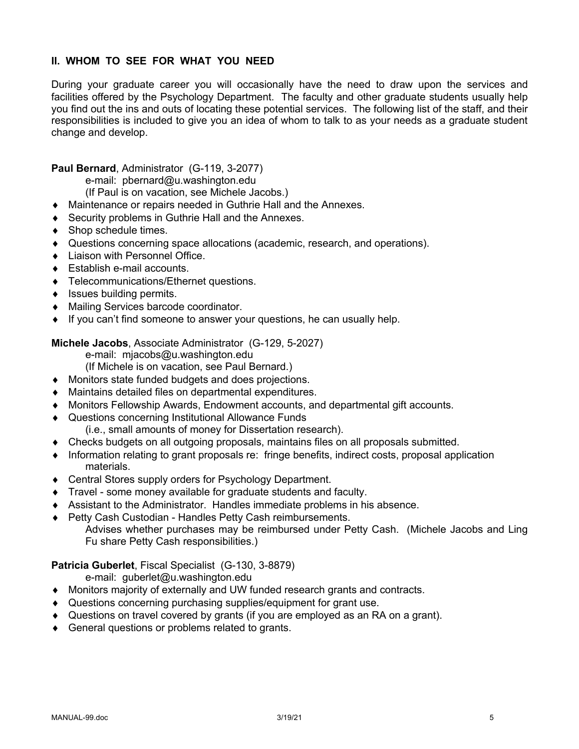## II. WHOM TO SEE FOR WHAT YOU NEED

During your graduate career you will occasionally have the need to draw upon the services and facilities offered by the Psychology Department. The faculty and other graduate students usually help you find out the ins and outs of locating these potential services. The following list of the staff, and their responsibilities is included to give you an idea of whom to talk to as your needs as a graduate student change and develop.

**Paul Bernard**, Administrator (G-119, 3-2077)
e-mail: pbernard@u.washington.edu
(If Paul is on vacation, see Michele Jacobs.)

- Maintenance or repairs needed in Guthrie Hall and the Annexes.
- Security problems in Guthrie Hall and the Annexes.
- Shop schedule times.
- Questions concerning space allocations (academic, research, and operations).
- Liaison with Personnel Office.
- Establish e-mail accounts.
- Telecommunications/Ethernet questions.
- Issues building permits.
- Mailing Services barcode coordinator.
- If you can't find someone to answer your questions, he can usually help.

**Michele Jacobs**, Associate Administrator (G-129, 5-2027)
e-mail: mjacobs@u.washington.edu
(If Michele is on vacation, see Paul Bernard.)

- Monitors state funded budgets and does projections.
- Maintains detailed files on departmental expenditures.
- Monitors Fellowship Awards, Endowment accounts, and departmental gift accounts.
- Questions concerning Institutional Allowance Funds
  (i.e., small amounts of money for Dissertation research).
- Checks budgets on all outgoing proposals, maintains files on all proposals submitted.
- Information relating to grant proposals re: fringe benefits, indirect costs, proposal application materials.
- Central Stores supply orders for Psychology Department.
- Travel - some money available for graduate students and faculty.
- Assistant to the Administrator. Handles immediate problems in his absence.
- Petty Cash Custodian - Handles Petty Cash reimbursements.
  Advises whether purchases may be reimbursed under Petty Cash. (Michele Jacobs and Ling Fu share Petty Cash responsibilities.)

**Patricia Guberlet**, Fiscal Specialist (G-130, 3-8879)
e-mail: guberlet@u.washington.edu

- Monitors majority of externally and UW funded research grants and contracts.
- Questions concerning purchasing supplies/equipment for grant use.
- Questions on travel covered by grants (if you are employed as an RA on a grant).
- General questions or problems related to grants.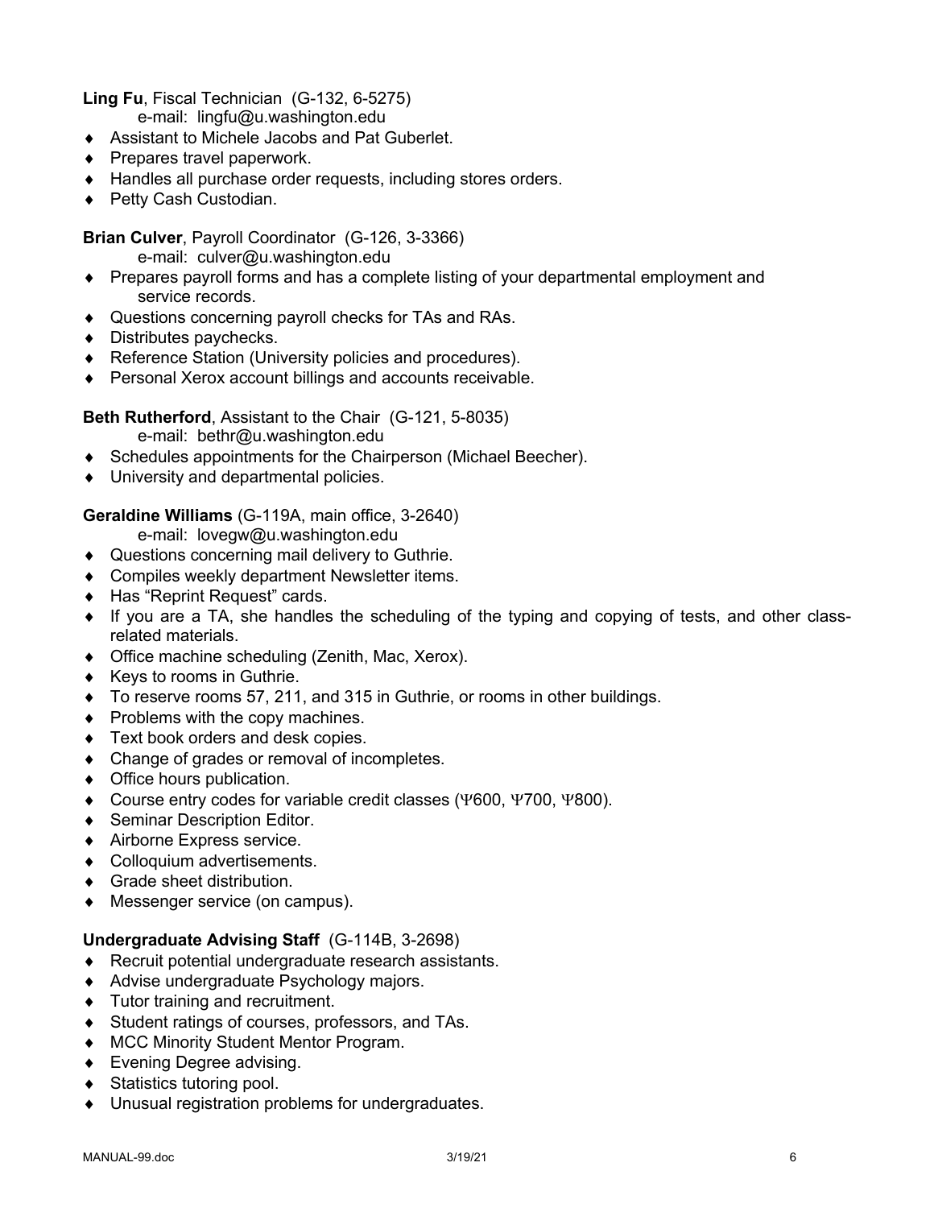**Ling Fu**, Fiscal Technician (G-132, 6-5275)
e-mail: lingfu@u.washington.edu

- Assistant to Michele Jacobs and Pat Guberlet.
- Prepares travel paperwork.
- Handles all purchase order requests, including stores orders.
- Petty Cash Custodian.

**Brian Culver**, Payroll Coordinator (G-126, 3-3366)
e-mail: culver@u.washington.edu

- Prepares payroll forms and has a complete listing of your departmental employment and service records.
- Questions concerning payroll checks for TAs and RAs.
- Distributes paychecks.
- Reference Station (University policies and procedures).
- Personal Xerox account billings and accounts receivable.

**Beth Rutherford**, Assistant to the Chair (G-121, 5-8035)
e-mail: bethr@u.washington.edu

- Schedules appointments for the Chairperson (Michael Beecher).
- University and departmental policies.

**Geraldine Williams** (G-119A, main office, 3-2640)
e-mail: lovegw@u.washington.edu

- Questions concerning mail delivery to Guthrie.
- Compiles weekly department Newsletter items.
- Has "Reprint Request" cards.
- If you are a TA, she handles the scheduling of the typing and copying of tests, and other class-related materials.
- Office machine scheduling (Zenith, Mac, Xerox).
- Keys to rooms in Guthrie.
- To reserve rooms 57, 211, and 315 in Guthrie, or rooms in other buildings.
- Problems with the copy machines.
- Text book orders and desk copies.
- Change of grades or removal of incompletes.
- Office hours publication.
- Course entry codes for variable credit classes (Ψ600, Ψ700, Ψ800).
- Seminar Description Editor.
- Airborne Express service.
- Colloquium advertisements.
- Grade sheet distribution.
- Messenger service (on campus).

**Undergraduate Advising Staff** (G-114B, 3-2698)

- Recruit potential undergraduate research assistants.
- Advise undergraduate Psychology majors.
- Tutor training and recruitment.
- Student ratings of courses, professors, and TAs.
- MCC Minority Student Mentor Program.
- Evening Degree advising.
- Statistics tutoring pool.
- Unusual registration problems for undergraduates.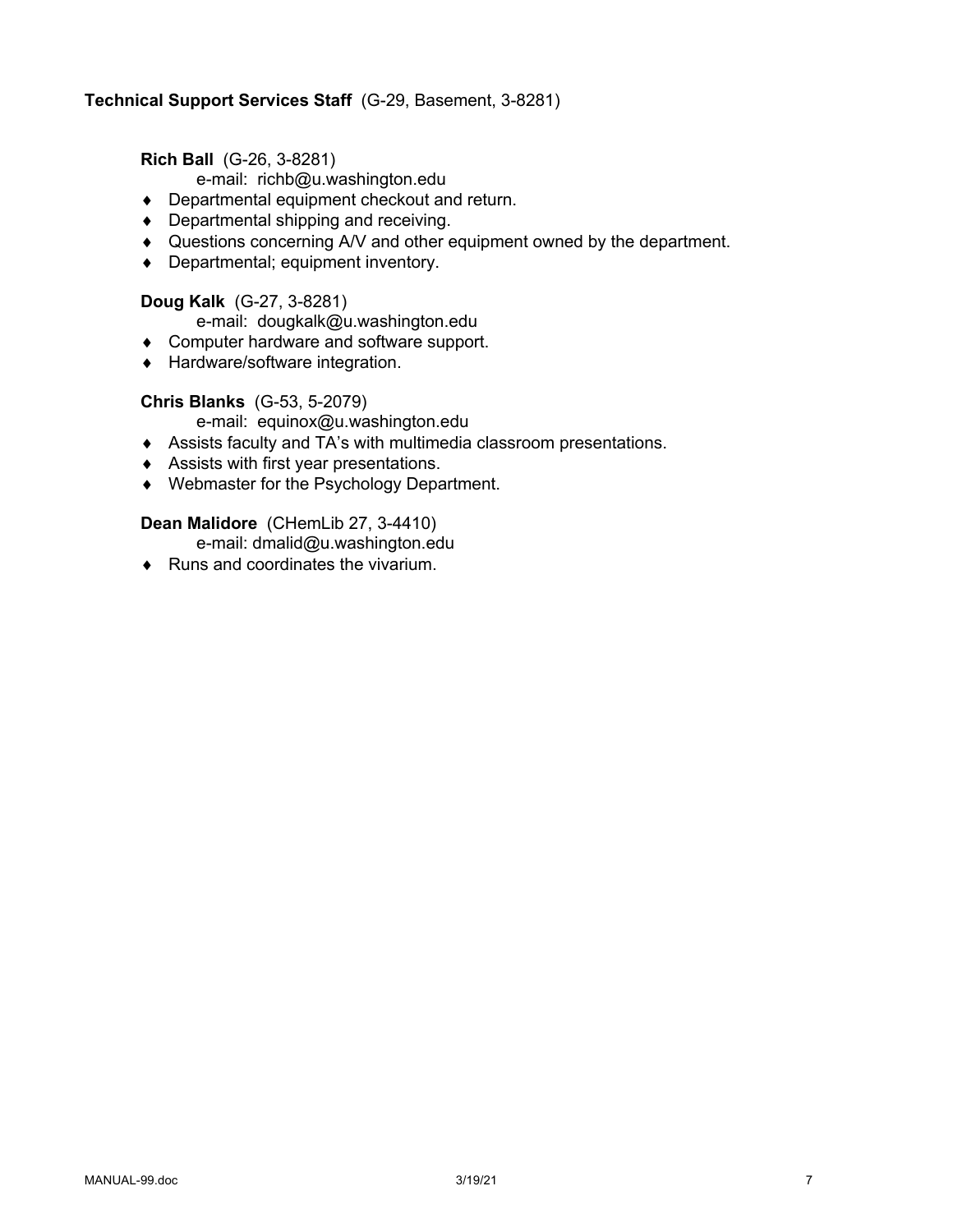**Technical Support Services Staff** (G-29, Basement, 3-8281)

**Rich Ball** (G-26, 3-8281)

e-mail: richb@u.washington.edu

- Departmental equipment checkout and return.
- Departmental shipping and receiving.
- Questions concerning A/V and other equipment owned by the department.
- Departmental; equipment inventory.

**Doug Kalk** (G-27, 3-8281)

e-mail: dougkalk@u.washington.edu

- Computer hardware and software support.
- Hardware/software integration.

**Chris Blanks** (G-53, 5-2079)

e-mail: equinox@u.washington.edu

- Assists faculty and TA's with multimedia classroom presentations.
- Assists with first year presentations.
- Webmaster for the Psychology Department.

**Dean Malidore** (CHemLib 27, 3-4410)

e-mail: dmalid@u.washington.edu

- Runs and coordinates the vivarium.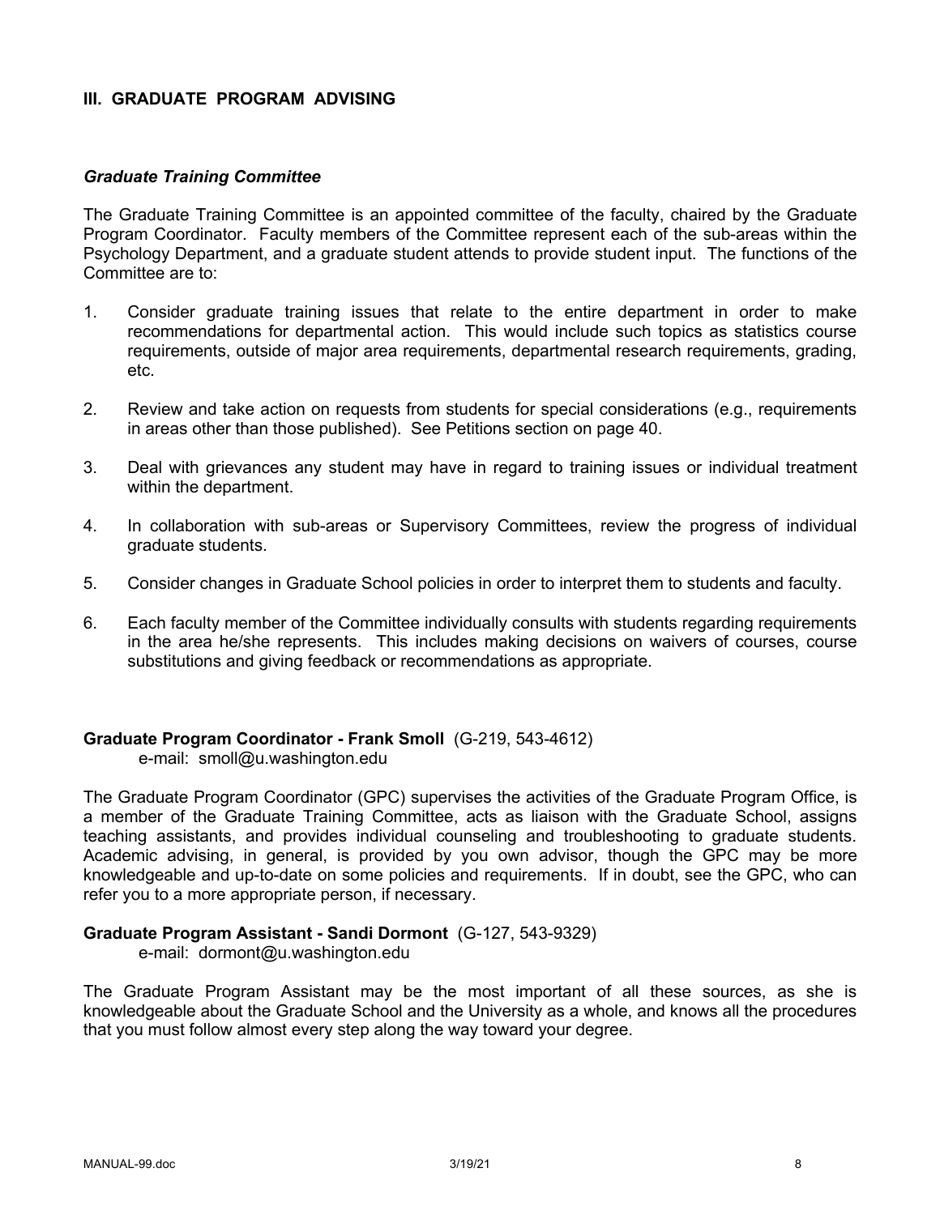## III. GRADUATE PROGRAM ADVISING

### *Graduate Training Committee*

The Graduate Training Committee is an appointed committee of the faculty, chaired by the Graduate Program Coordinator. Faculty members of the Committee represent each of the sub-areas within the Psychology Department, and a graduate student attends to provide student input. The functions of the Committee are to:

1. Consider graduate training issues that relate to the entire department in order to make recommendations for departmental action. This would include such topics as statistics course requirements, outside of major area requirements, departmental research requirements, grading, etc.

2. Review and take action on requests from students for special considerations (e.g., requirements in areas other than those published). See Petitions section on page 40.

3. Deal with grievances any student may have in regard to training issues or individual treatment within the department.

4. In collaboration with sub-areas or Supervisory Committees, review the progress of individual graduate students.

5. Consider changes in Graduate School policies in order to interpret them to students and faculty.

6. Each faculty member of the Committee individually consults with students regarding requirements in the area he/she represents. This includes making decisions on waivers of courses, course substitutions and giving feedback or recommendations as appropriate.

**Graduate Program Coordinator - Frank Smoll** (G-219, 543-4612)
e-mail: smoll@u.washington.edu

The Graduate Program Coordinator (GPC) supervises the activities of the Graduate Program Office, is a member of the Graduate Training Committee, acts as liaison with the Graduate School, assigns teaching assistants, and provides individual counseling and troubleshooting to graduate students. Academic advising, in general, is provided by you own advisor, though the GPC may be more knowledgeable and up-to-date on some policies and requirements. If in doubt, see the GPC, who can refer you to a more appropriate person, if necessary.

**Graduate Program Assistant - Sandi Dormont** (G-127, 543-9329)
e-mail: dormont@u.washington.edu

The Graduate Program Assistant may be the most important of all these sources, as she is knowledgeable about the Graduate School and the University as a whole, and knows all the procedures that you must follow almost every step along the way toward your degree.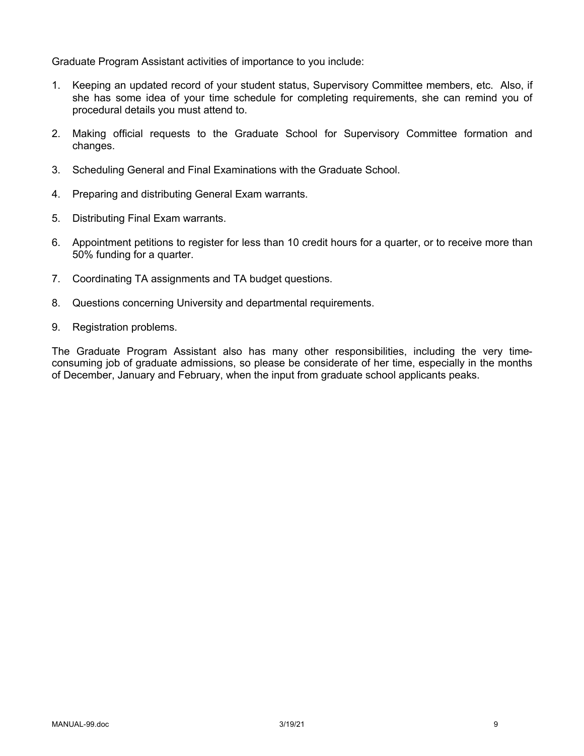Graduate Program Assistant activities of importance to you include:

1. Keeping an updated record of your student status, Supervisory Committee members, etc. Also, if she has some idea of your time schedule for completing requirements, she can remind you of procedural details you must attend to.
2. Making official requests to the Graduate School for Supervisory Committee formation and changes.
3. Scheduling General and Final Examinations with the Graduate School.
4. Preparing and distributing General Exam warrants.
5. Distributing Final Exam warrants.
6. Appointment petitions to register for less than 10 credit hours for a quarter, or to receive more than 50% funding for a quarter.
7. Coordinating TA assignments and TA budget questions.
8. Questions concerning University and departmental requirements.
9. Registration problems.

The Graduate Program Assistant also has many other responsibilities, including the very time-consuming job of graduate admissions, so please be considerate of her time, especially in the months of December, January and February, when the input from graduate school applicants peaks.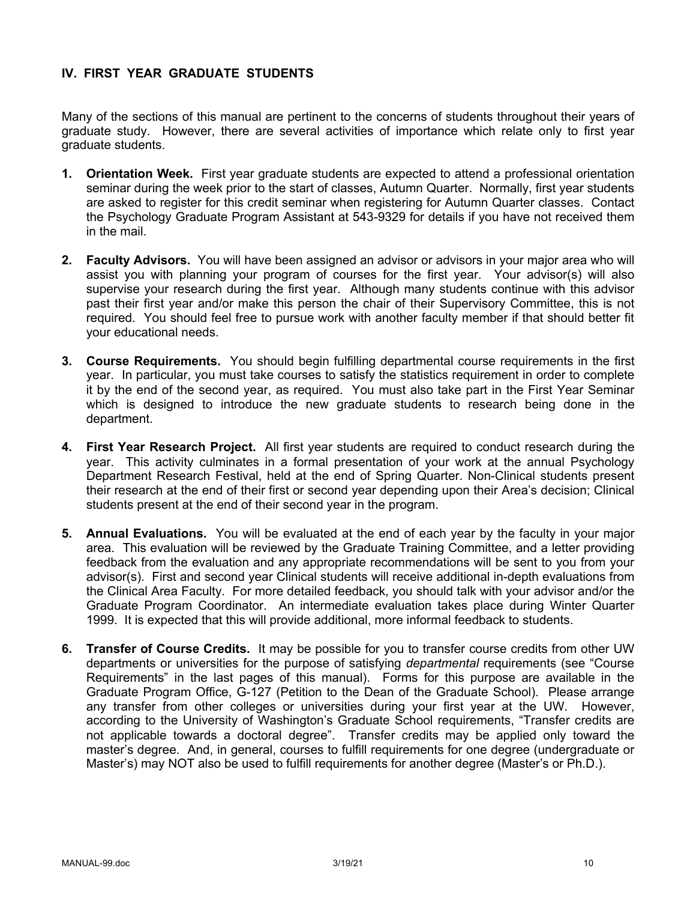## IV. FIRST YEAR GRADUATE STUDENTS

Many of the sections of this manual are pertinent to the concerns of students throughout their years of graduate study. However, there are several activities of importance which relate only to first year graduate students.

1. **Orientation Week.** First year graduate students are expected to attend a professional orientation seminar during the week prior to the start of classes, Autumn Quarter. Normally, first year students are asked to register for this credit seminar when registering for Autumn Quarter classes. Contact the Psychology Graduate Program Assistant at 543-9329 for details if you have not received them in the mail.

2. **Faculty Advisors.** You will have been assigned an advisor or advisors in your major area who will assist you with planning your program of courses for the first year. Your advisor(s) will also supervise your research during the first year. Although many students continue with this advisor past their first year and/or make this person the chair of their Supervisory Committee, this is not required. You should feel free to pursue work with another faculty member if that should better fit your educational needs.

3. **Course Requirements.** You should begin fulfilling departmental course requirements in the first year. In particular, you must take courses to satisfy the statistics requirement in order to complete it by the end of the second year, as required. You must also take part in the First Year Seminar which is designed to introduce the new graduate students to research being done in the department.

4. **First Year Research Project.** All first year students are required to conduct research during the year. This activity culminates in a formal presentation of your work at the annual Psychology Department Research Festival, held at the end of Spring Quarter. Non-Clinical students present their research at the end of their first or second year depending upon their Area's decision; Clinical students present at the end of their second year in the program.

5. **Annual Evaluations.** You will be evaluated at the end of each year by the faculty in your major area. This evaluation will be reviewed by the Graduate Training Committee, and a letter providing feedback from the evaluation and any appropriate recommendations will be sent to you from your advisor(s). First and second year Clinical students will receive additional in-depth evaluations from the Clinical Area Faculty. For more detailed feedback, you should talk with your advisor and/or the Graduate Program Coordinator. An intermediate evaluation takes place during Winter Quarter 1999. It is expected that this will provide additional, more informal feedback to students.

6. **Transfer of Course Credits.** It may be possible for you to transfer course credits from other UW departments or universities for the purpose of satisfying *departmental* requirements (see "Course Requirements" in the last pages of this manual). Forms for this purpose are available in the Graduate Program Office, G-127 (Petition to the Dean of the Graduate School). Please arrange any transfer from other colleges or universities during your first year at the UW. However, according to the University of Washington's Graduate School requirements, "Transfer credits are not applicable towards a doctoral degree". Transfer credits may be applied only toward the master's degree. And, in general, courses to fulfill requirements for one degree (undergraduate or Master's) may NOT also be used to fulfill requirements for another degree (Master's or Ph.D.).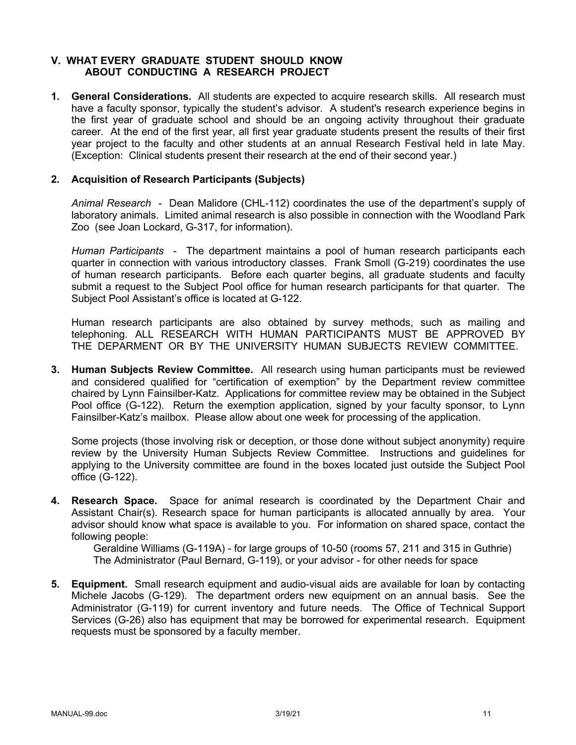## V. WHAT EVERY GRADUATE STUDENT SHOULD KNOW ABOUT CONDUCTING A RESEARCH PROJECT

**1. General Considerations.** All students are expected to acquire research skills. All research must have a faculty sponsor, typically the student's advisor. A student's research experience begins in the first year of graduate school and should be an ongoing activity throughout their graduate career. At the end of the first year, all first year graduate students present the results of their first year project to the faculty and other students at an annual Research Festival held in late May. (Exception: Clinical students present their research at the end of their second year.)

**2. Acquisition of Research Participants (Subjects)**

*Animal Research* - Dean Malidore (CHL-112) coordinates the use of the department's supply of laboratory animals. Limited animal research is also possible in connection with the Woodland Park Zoo (see Joan Lockard, G-317, for information).

*Human Participants* - The department maintains a pool of human research participants each quarter in connection with various introductory classes. Frank Smoll (G-219) coordinates the use of human research participants. Before each quarter begins, all graduate students and faculty submit a request to the Subject Pool office for human research participants for that quarter. The Subject Pool Assistant's office is located at G-122.

Human research participants are also obtained by survey methods, such as mailing and telephoning. ALL RESEARCH WITH HUMAN PARTICIPANTS MUST BE APPROVED BY THE DEPARMENT OR BY THE UNIVERSITY HUMAN SUBJECTS REVIEW COMMITTEE.

**3. Human Subjects Review Committee.** All research using human participants must be reviewed and considered qualified for "certification of exemption" by the Department review committee chaired by Lynn Fainsilber-Katz. Applications for committee review may be obtained in the Subject Pool office (G-122). Return the exemption application, signed by your faculty sponsor, to Lynn Fainsilber-Katz's mailbox. Please allow about one week for processing of the application.

Some projects (those involving risk or deception, or those done without subject anonymity) require review by the University Human Subjects Review Committee. Instructions and guidelines for applying to the University committee are found in the boxes located just outside the Subject Pool office (G-122).

**4. Research Space.** Space for animal research is coordinated by the Department Chair and Assistant Chair(s). Research space for human participants is allocated annually by area. Your advisor should know what space is available to you. For information on shared space, contact the following people:

Geraldine Williams (G-119A) - for large groups of 10-50 (rooms 57, 211 and 315 in Guthrie)
The Administrator (Paul Bernard, G-119), or your advisor - for other needs for space

**5. Equipment.** Small research equipment and audio-visual aids are available for loan by contacting Michele Jacobs (G-129). The department orders new equipment on an annual basis. See the Administrator (G-119) for current inventory and future needs. The Office of Technical Support Services (G-26) also has equipment that may be borrowed for experimental research. Equipment requests must be sponsored by a faculty member.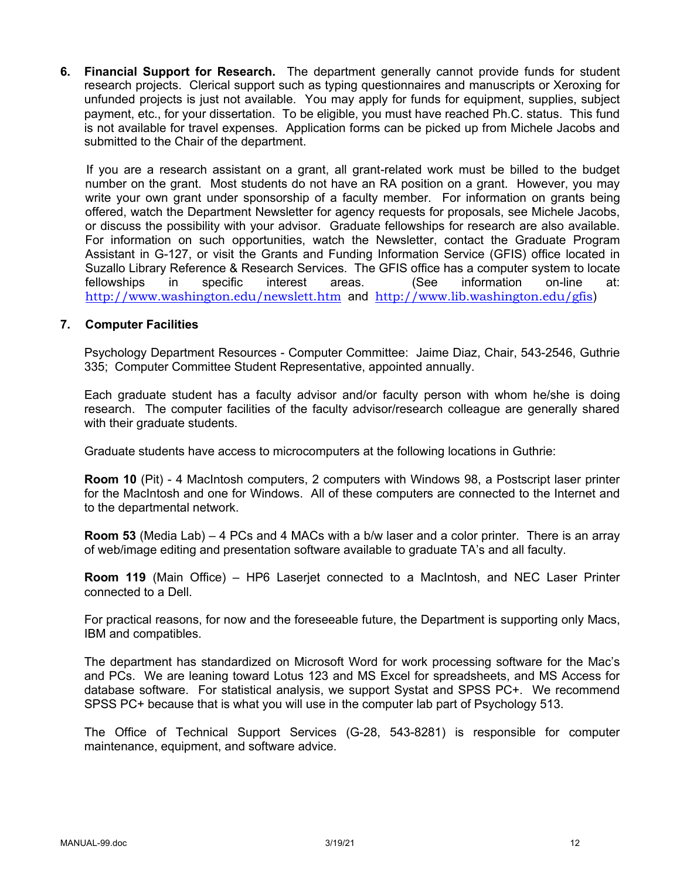**6. Financial Support for Research.** The department generally cannot provide funds for student research projects. Clerical support such as typing questionnaires and manuscripts or Xeroxing for unfunded projects is just not available. You may apply for funds for equipment, supplies, subject payment, etc., for your dissertation. To be eligible, you must have reached Ph.C. status. This fund is not available for travel expenses. Application forms can be picked up from Michele Jacobs and submitted to the Chair of the department.

If you are a research assistant on a grant, all grant-related work must be billed to the budget number on the grant. Most students do not have an RA position on a grant. However, you may write your own grant under sponsorship of a faculty member. For information on grants being offered, watch the Department Newsletter for agency requests for proposals, see Michele Jacobs, or discuss the possibility with your advisor. Graduate fellowships for research are also available. For information on such opportunities, watch the Newsletter, contact the Graduate Program Assistant in G-127, or visit the Grants and Funding Information Service (GFIS) office located in Suzallo Library Reference & Research Services. The GFIS office has a computer system to locate fellowships in specific interest areas. (See information on-line at: http://www.washington.edu/newslett.htm and http://www.lib.washington.edu/gfis)

**7. Computer Facilities**

Psychology Department Resources - Computer Committee: Jaime Diaz, Chair, 543-2546, Guthrie 335; Computer Committee Student Representative, appointed annually.

Each graduate student has a faculty advisor and/or faculty person with whom he/she is doing research. The computer facilities of the faculty advisor/research colleague are generally shared with their graduate students.

Graduate students have access to microcomputers at the following locations in Guthrie:

**Room 10** (Pit) - 4 MacIntosh computers, 2 computers with Windows 98, a Postscript laser printer for the MacIntosh and one for Windows. All of these computers are connected to the Internet and to the departmental network.

**Room 53** (Media Lab) – 4 PCs and 4 MACs with a b/w laser and a color printer. There is an array of web/image editing and presentation software available to graduate TA's and all faculty.

**Room 119** (Main Office) – HP6 Laserjet connected to a MacIntosh, and NEC Laser Printer connected to a Dell.

For practical reasons, for now and the foreseeable future, the Department is supporting only Macs, IBM and compatibles.

The department has standardized on Microsoft Word for work processing software for the Mac's and PCs. We are leaning toward Lotus 123 and MS Excel for spreadsheets, and MS Access for database software. For statistical analysis, we support Systat and SPSS PC+. We recommend SPSS PC+ because that is what you will use in the computer lab part of Psychology 513.

The Office of Technical Support Services (G-28, 543-8281) is responsible for computer maintenance, equipment, and software advice.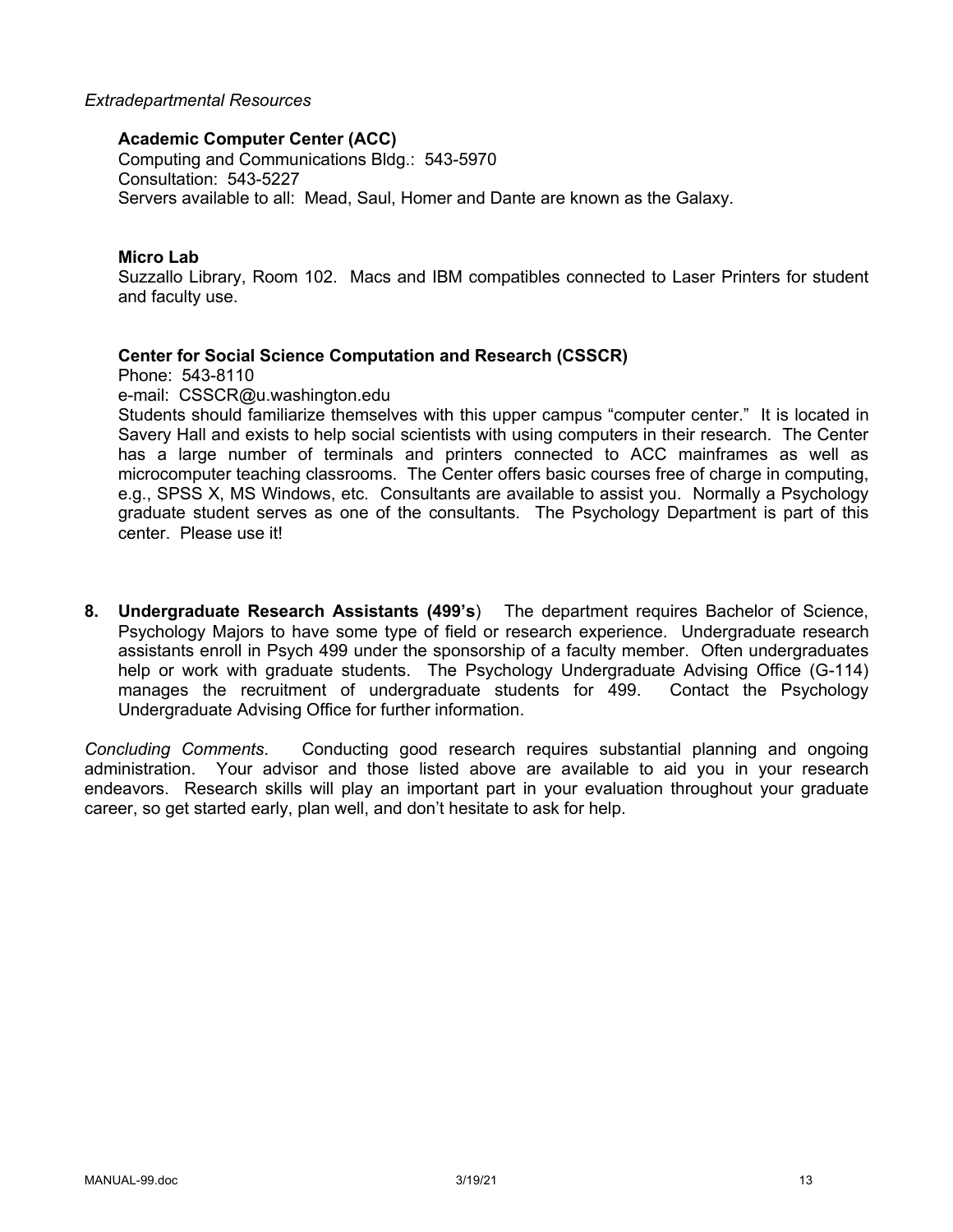*Extradepartmental Resources*

**Academic Computer Center (ACC)**
Computing and Communications Bldg.: 543-5970
Consultation: 543-5227
Servers available to all: Mead, Saul, Homer and Dante are known as the Galaxy.

**Micro Lab**
Suzzallo Library, Room 102. Macs and IBM compatibles connected to Laser Printers for student and faculty use.

**Center for Social Science Computation and Research (CSSCR)**
Phone: 543-8110
e-mail: CSSCR@u.washington.edu
Students should familiarize themselves with this upper campus "computer center." It is located in Savery Hall and exists to help social scientists with using computers in their research. The Center has a large number of terminals and printers connected to ACC mainframes as well as microcomputer teaching classrooms. The Center offers basic courses free of charge in computing, e.g., SPSS X, MS Windows, etc. Consultants are available to assist you. Normally a Psychology graduate student serves as one of the consultants. The Psychology Department is part of this center. Please use it!

8. **Undergraduate Research Assistants (499's**) The department requires Bachelor of Science, Psychology Majors to have some type of field or research experience. Undergraduate research assistants enroll in Psych 499 under the sponsorship of a faculty member. Often undergraduates help or work with graduate students. The Psychology Undergraduate Advising Office (G-114) manages the recruitment of undergraduate students for 499. Contact the Psychology Undergraduate Advising Office for further information.

*Concluding Comments*. Conducting good research requires substantial planning and ongoing administration. Your advisor and those listed above are available to aid you in your research endeavors. Research skills will play an important part in your evaluation throughout your graduate career, so get started early, plan well, and don't hesitate to ask for help.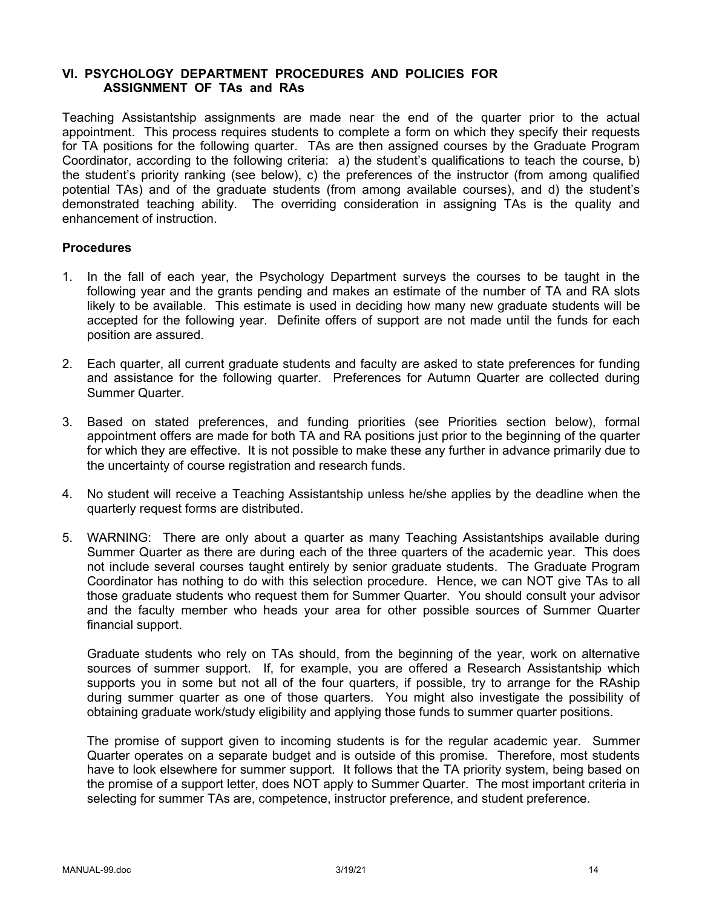## VI. PSYCHOLOGY DEPARTMENT PROCEDURES AND POLICIES FOR ASSIGNMENT OF TAs and RAs

Teaching Assistantship assignments are made near the end of the quarter prior to the actual appointment. This process requires students to complete a form on which they specify their requests for TA positions for the following quarter. TAs are then assigned courses by the Graduate Program Coordinator, according to the following criteria: a) the student's qualifications to teach the course, b) the student's priority ranking (see below), c) the preferences of the instructor (from among qualified potential TAs) and of the graduate students (from among available courses), and d) the student's demonstrated teaching ability. The overriding consideration in assigning TAs is the quality and enhancement of instruction.

### Procedures

1. In the fall of each year, the Psychology Department surveys the courses to be taught in the following year and the grants pending and makes an estimate of the number of TA and RA slots likely to be available. This estimate is used in deciding how many new graduate students will be accepted for the following year. Definite offers of support are not made until the funds for each position are assured.

2. Each quarter, all current graduate students and faculty are asked to state preferences for funding and assistance for the following quarter. Preferences for Autumn Quarter are collected during Summer Quarter.

3. Based on stated preferences, and funding priorities (see Priorities section below), formal appointment offers are made for both TA and RA positions just prior to the beginning of the quarter for which they are effective. It is not possible to make these any further in advance primarily due to the uncertainty of course registration and research funds.

4. No student will receive a Teaching Assistantship unless he/she applies by the deadline when the quarterly request forms are distributed.

5. WARNING: There are only about a quarter as many Teaching Assistantships available during Summer Quarter as there are during each of the three quarters of the academic year. This does not include several courses taught entirely by senior graduate students. The Graduate Program Coordinator has nothing to do with this selection procedure. Hence, we can NOT give TAs to all those graduate students who request them for Summer Quarter. You should consult your advisor and the faculty member who heads your area for other possible sources of Summer Quarter financial support.

   Graduate students who rely on TAs should, from the beginning of the year, work on alternative sources of summer support. If, for example, you are offered a Research Assistantship which supports you in some but not all of the four quarters, if possible, try to arrange for the RAship during summer quarter as one of those quarters. You might also investigate the possibility of obtaining graduate work/study eligibility and applying those funds to summer quarter positions.

   The promise of support given to incoming students is for the regular academic year. Summer Quarter operates on a separate budget and is outside of this promise. Therefore, most students have to look elsewhere for summer support. It follows that the TA priority system, being based on the promise of a support letter, does NOT apply to Summer Quarter. The most important criteria in selecting for summer TAs are, competence, instructor preference, and student preference.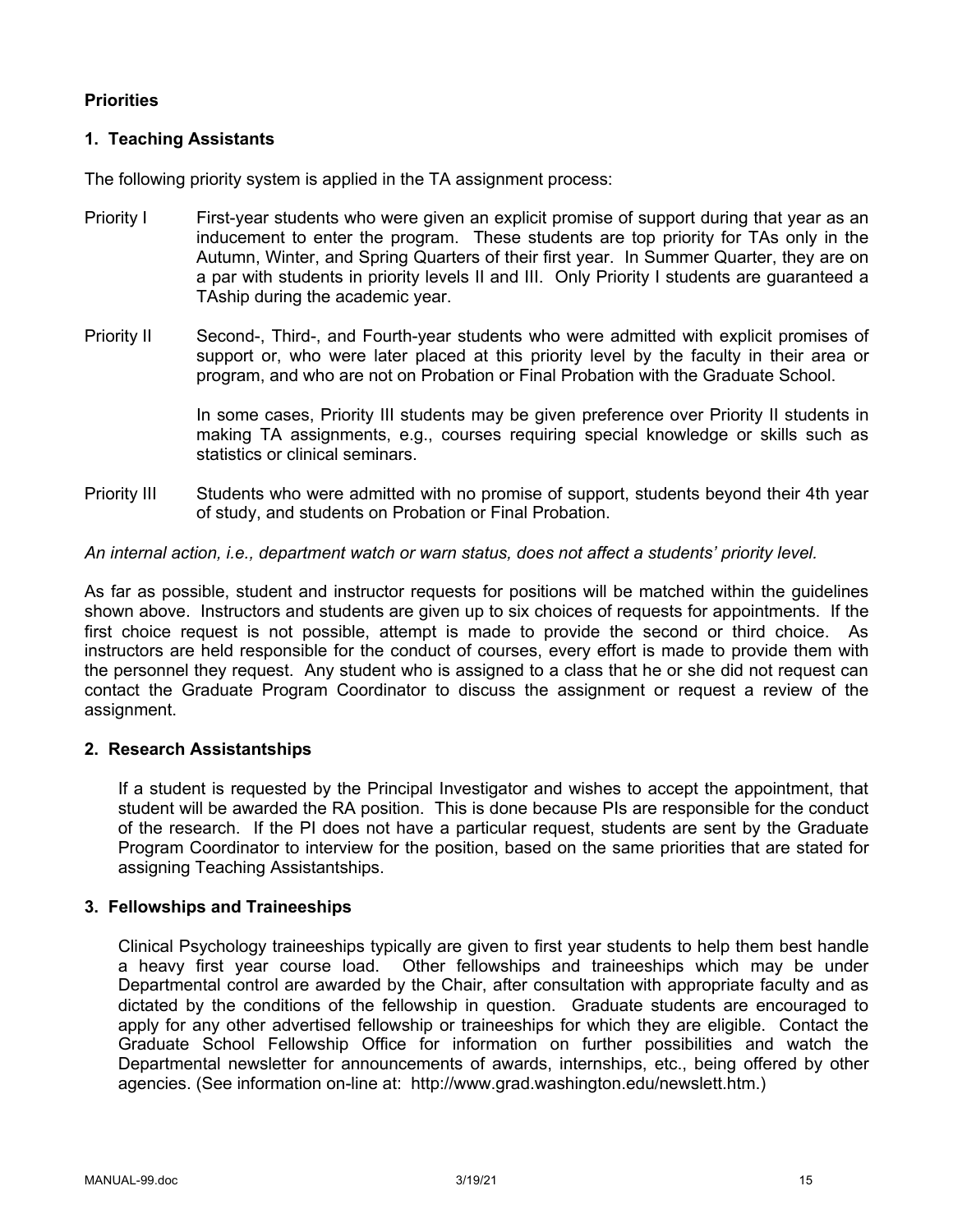## Priorities

### 1. Teaching Assistants

The following priority system is applied in the TA assignment process:

Priority I First-year students who were given an explicit promise of support during that year as an inducement to enter the program. These students are top priority for TAs only in the Autumn, Winter, and Spring Quarters of their first year. In Summer Quarter, they are on a par with students in priority levels II and III. Only Priority I students are guaranteed a TAship during the academic year.

Priority II Second-, Third-, and Fourth-year students who were admitted with explicit promises of support or, who were later placed at this priority level by the faculty in their area or program, and who are not on Probation or Final Probation with the Graduate School.

In some cases, Priority III students may be given preference over Priority II students in making TA assignments, e.g., courses requiring special knowledge or skills such as statistics or clinical seminars.

Priority III Students who were admitted with no promise of support, students beyond their 4th year of study, and students on Probation or Final Probation.

*An internal action, i.e., department watch or warn status, does not affect a students' priority level.*

As far as possible, student and instructor requests for positions will be matched within the guidelines shown above. Instructors and students are given up to six choices of requests for appointments. If the first choice request is not possible, attempt is made to provide the second or third choice. As instructors are held responsible for the conduct of courses, every effort is made to provide them with the personnel they request. Any student who is assigned to a class that he or she did not request can contact the Graduate Program Coordinator to discuss the assignment or request a review of the assignment.

### 2. Research Assistantships

If a student is requested by the Principal Investigator and wishes to accept the appointment, that student will be awarded the RA position. This is done because PIs are responsible for the conduct of the research. If the PI does not have a particular request, students are sent by the Graduate Program Coordinator to interview for the position, based on the same priorities that are stated for assigning Teaching Assistantships.

### 3. Fellowships and Traineeships

Clinical Psychology traineeships typically are given to first year students to help them best handle a heavy first year course load. Other fellowships and traineeships which may be under Departmental control are awarded by the Chair, after consultation with appropriate faculty and as dictated by the conditions of the fellowship in question. Graduate students are encouraged to apply for any other advertised fellowship or traineeships for which they are eligible. Contact the Graduate School Fellowship Office for information on further possibilities and watch the Departmental newsletter for announcements of awards, internships, etc., being offered by other agencies. (See information on-line at: http://www.grad.washington.edu/newslett.htm.)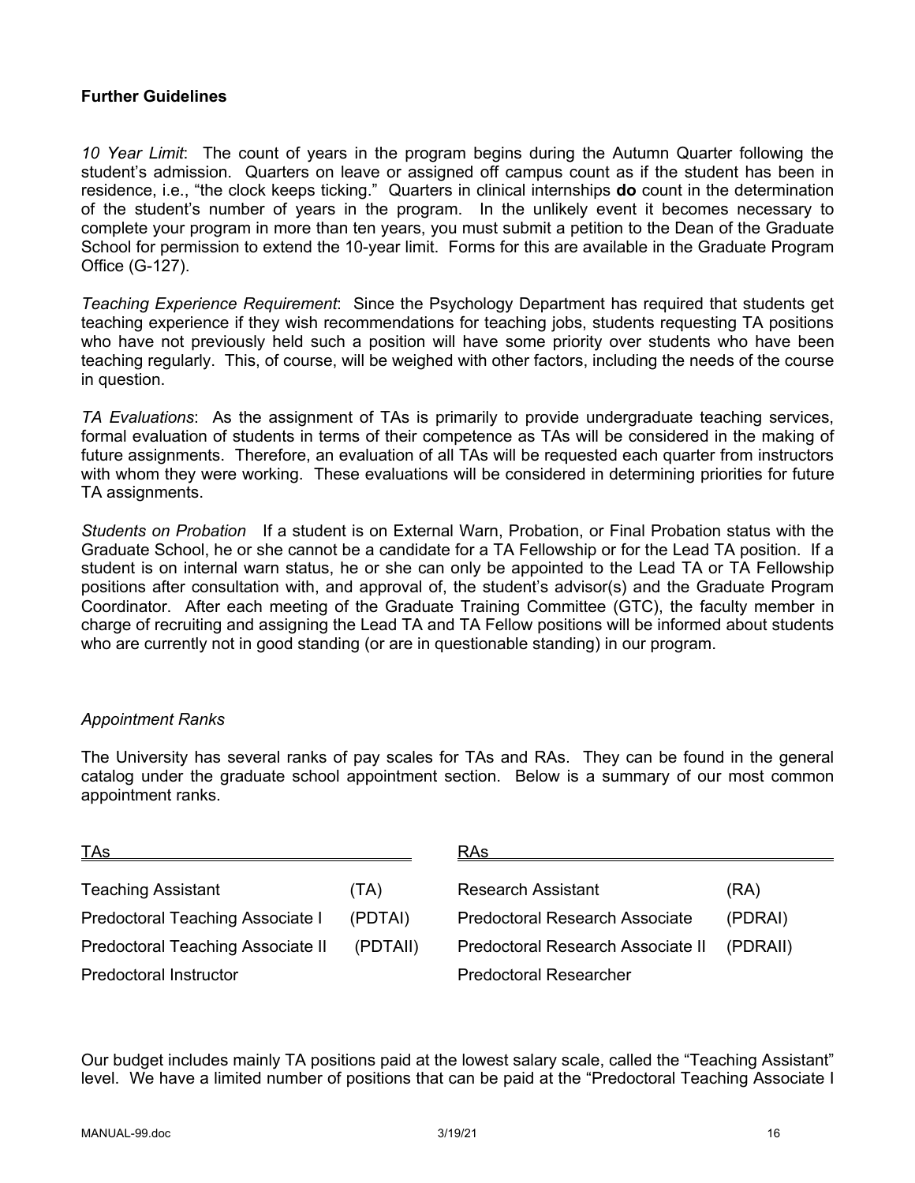### Further Guidelines

*10 Year Limit*: The count of years in the program begins during the Autumn Quarter following the student's admission. Quarters on leave or assigned off campus count as if the student has been in residence, i.e., "the clock keeps ticking." Quarters in clinical internships **do** count in the determination of the student's number of years in the program. In the unlikely event it becomes necessary to complete your program in more than ten years, you must submit a petition to the Dean of the Graduate School for permission to extend the 10-year limit. Forms for this are available in the Graduate Program Office (G-127).

*Teaching Experience Requirement*: Since the Psychology Department has required that students get teaching experience if they wish recommendations for teaching jobs, students requesting TA positions who have not previously held such a position will have some priority over students who have been teaching regularly. This, of course, will be weighed with other factors, including the needs of the course in question.

*TA Evaluations*: As the assignment of TAs is primarily to provide undergraduate teaching services, formal evaluation of students in terms of their competence as TAs will be considered in the making of future assignments. Therefore, an evaluation of all TAs will be requested each quarter from instructors with whom they were working. These evaluations will be considered in determining priorities for future TA assignments.

*Students on Probation* If a student is on External Warn, Probation, or Final Probation status with the Graduate School, he or she cannot be a candidate for a TA Fellowship or for the Lead TA position. If a student is on internal warn status, he or she can only be appointed to the Lead TA or TA Fellowship positions after consultation with, and approval of, the student's advisor(s) and the Graduate Program Coordinator. After each meeting of the Graduate Training Committee (GTC), the faculty member in charge of recruiting and assigning the Lead TA and TA Fellow positions will be informed about students who are currently not in good standing (or are in questionable standing) in our program.

*Appointment Ranks*

The University has several ranks of pay scales for TAs and RAs. They can be found in the general catalog under the graduate school appointment section. Below is a summary of our most common appointment ranks.

| TAs | | RAs | |
|---|---|---|---|
| Teaching Assistant | (TA) | Research Assistant | (RA) |
| Predoctoral Teaching Associate I | (PDTAI) | Predoctoral Research Associate | (PDRAI) |
| Predoctoral Teaching Associate II | (PDTAII) | Predoctoral Research Associate II | (PDRAII) |
| Predoctoral Instructor | | Predoctoral Researcher | |

Our budget includes mainly TA positions paid at the lowest salary scale, called the "Teaching Assistant" level. We have a limited number of positions that can be paid at the "Predoctoral Teaching Associate I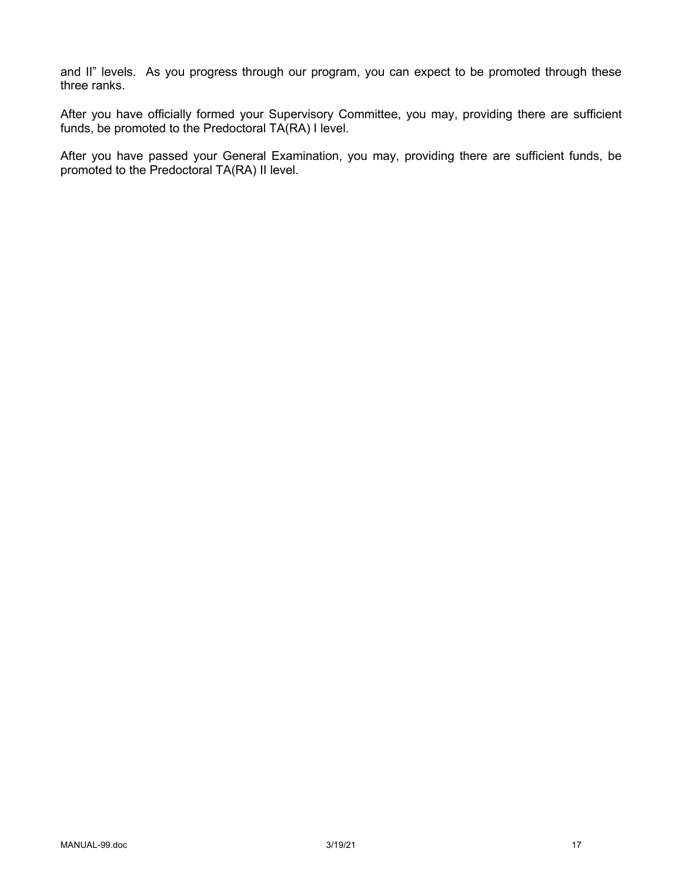and II" levels. As you progress through our program, you can expect to be promoted through these three ranks.

After you have officially formed your Supervisory Committee, you may, providing there are sufficient funds, be promoted to the Predoctoral TA(RA) I level.

After you have passed your General Examination, you may, providing there are sufficient funds, be promoted to the Predoctoral TA(RA) II level.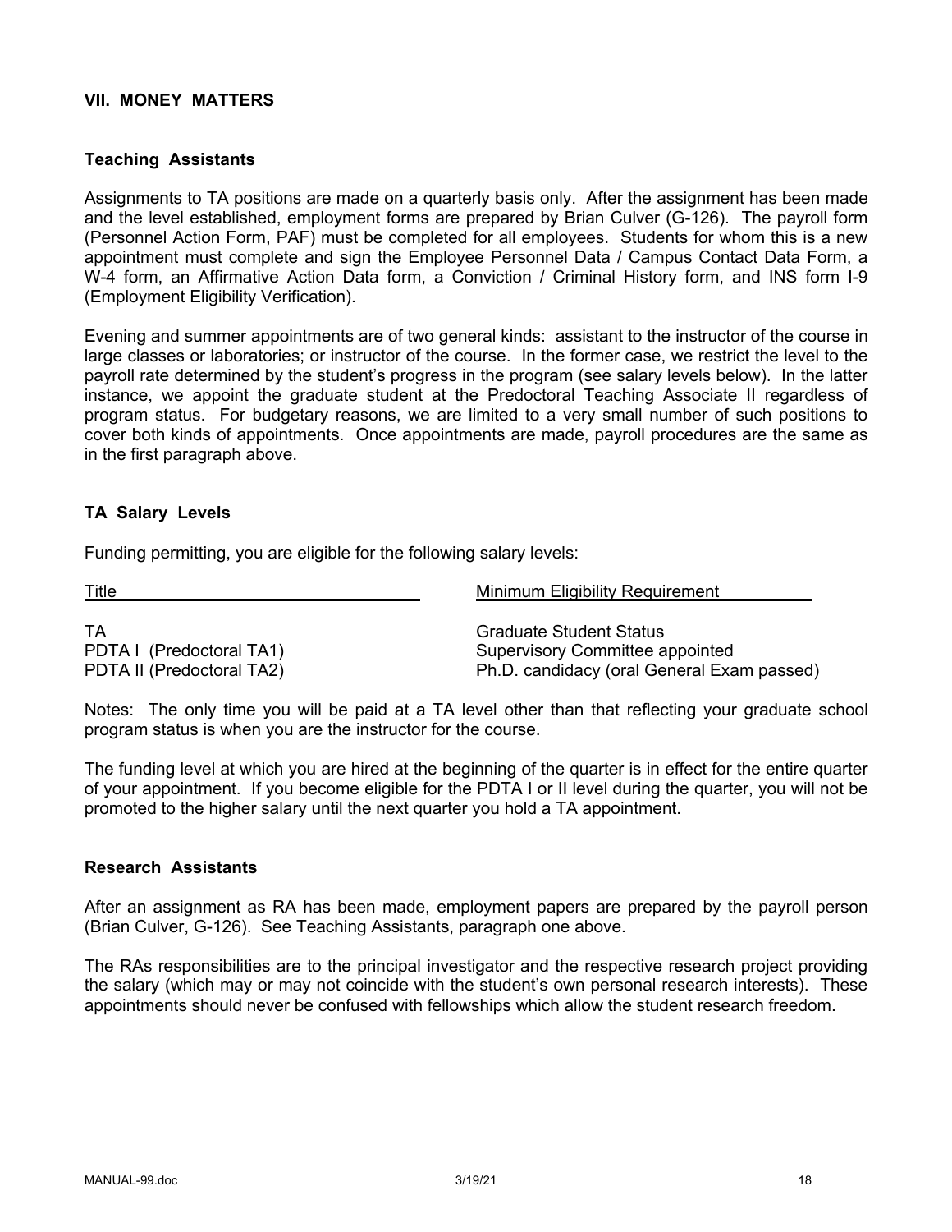## VII. MONEY MATTERS

### Teaching Assistants

Assignments to TA positions are made on a quarterly basis only. After the assignment has been made and the level established, employment forms are prepared by Brian Culver (G-126). The payroll form (Personnel Action Form, PAF) must be completed for all employees. Students for whom this is a new appointment must complete and sign the Employee Personnel Data / Campus Contact Data Form, a W-4 form, an Affirmative Action Data form, a Conviction / Criminal History form, and INS form I-9 (Employment Eligibility Verification).

Evening and summer appointments are of two general kinds: assistant to the instructor of the course in large classes or laboratories; or instructor of the course. In the former case, we restrict the level to the payroll rate determined by the student's progress in the program (see salary levels below). In the latter instance, we appoint the graduate student at the Predoctoral Teaching Associate II regardless of program status. For budgetary reasons, we are limited to a very small number of such positions to cover both kinds of appointments. Once appointments are made, payroll procedures are the same as in the first paragraph above.

### TA Salary Levels

Funding permitting, you are eligible for the following salary levels:

| Title | Minimum Eligibility Requirement |
|---|---|
| TA | Graduate Student Status |
| PDTA I (Predoctoral TA1) | Supervisory Committee appointed |
| PDTA II (Predoctoral TA2) | Ph.D. candidacy (oral General Exam passed) |

Notes: The only time you will be paid at a TA level other than that reflecting your graduate school program status is when you are the instructor for the course.

The funding level at which you are hired at the beginning of the quarter is in effect for the entire quarter of your appointment. If you become eligible for the PDTA I or II level during the quarter, you will not be promoted to the higher salary until the next quarter you hold a TA appointment.

### Research Assistants

After an assignment as RA has been made, employment papers are prepared by the payroll person (Brian Culver, G-126). See Teaching Assistants, paragraph one above.

The RAs responsibilities are to the principal investigator and the respective research project providing the salary (which may or may not coincide with the student's own personal research interests). These appointments should never be confused with fellowships which allow the student research freedom.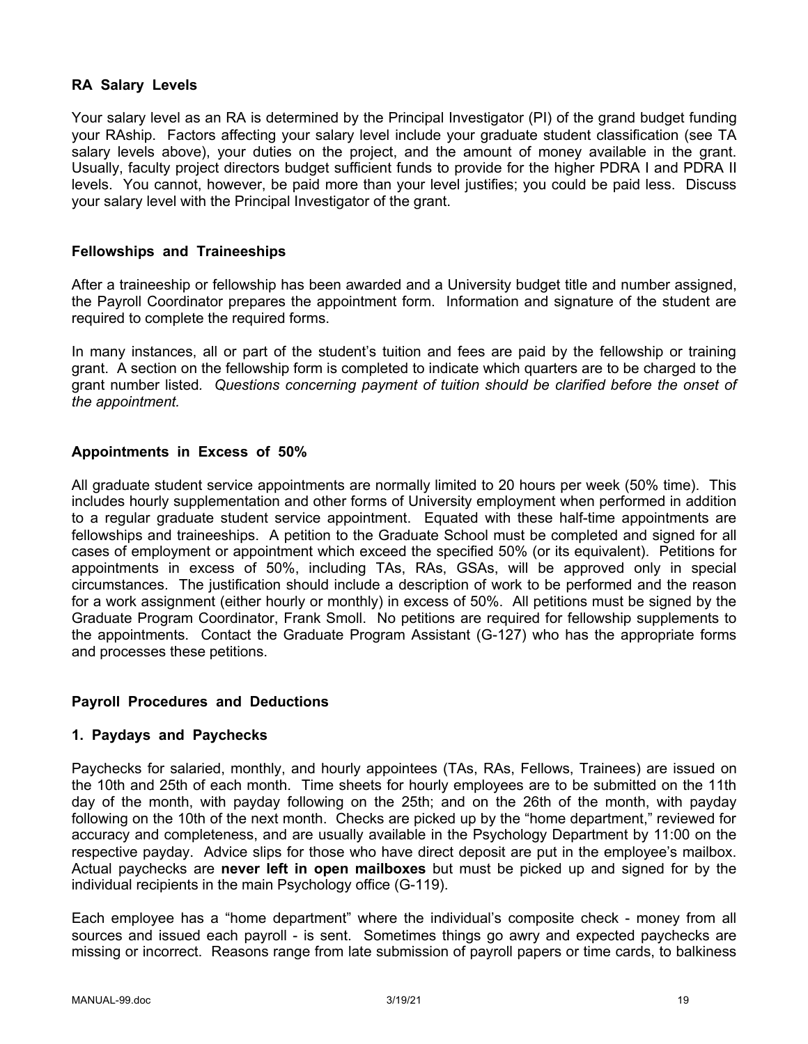### RA Salary Levels

Your salary level as an RA is determined by the Principal Investigator (PI) of the grand budget funding your RAship. Factors affecting your salary level include your graduate student classification (see TA salary levels above), your duties on the project, and the amount of money available in the grant. Usually, faculty project directors budget sufficient funds to provide for the higher PDRA I and PDRA II levels. You cannot, however, be paid more than your level justifies; you could be paid less. Discuss your salary level with the Principal Investigator of the grant.

### Fellowships and Traineeships

After a traineeship or fellowship has been awarded and a University budget title and number assigned, the Payroll Coordinator prepares the appointment form. Information and signature of the student are required to complete the required forms.

In many instances, all or part of the student's tuition and fees are paid by the fellowship or training grant. A section on the fellowship form is completed to indicate which quarters are to be charged to the grant number listed. *Questions concerning payment of tuition should be clarified before the onset of the appointment.*

### Appointments in Excess of 50%

All graduate student service appointments are normally limited to 20 hours per week (50% time). This includes hourly supplementation and other forms of University employment when performed in addition to a regular graduate student service appointment. Equated with these half-time appointments are fellowships and traineeships. A petition to the Graduate School must be completed and signed for all cases of employment or appointment which exceed the specified 50% (or its equivalent). Petitions for appointments in excess of 50%, including TAs, RAs, GSAs, will be approved only in special circumstances. The justification should include a description of work to be performed and the reason for a work assignment (either hourly or monthly) in excess of 50%. All petitions must be signed by the Graduate Program Coordinator, Frank Smoll. No petitions are required for fellowship supplements to the appointments. Contact the Graduate Program Assistant (G-127) who has the appropriate forms and processes these petitions.

### Payroll Procedures and Deductions

#### 1. Paydays and Paychecks

Paychecks for salaried, monthly, and hourly appointees (TAs, RAs, Fellows, Trainees) are issued on the 10th and 25th of each month. Time sheets for hourly employees are to be submitted on the 11th day of the month, with payday following on the 25th; and on the 26th of the month, with payday following on the 10th of the next month. Checks are picked up by the "home department," reviewed for accuracy and completeness, and are usually available in the Psychology Department by 11:00 on the respective payday. Advice slips for those who have direct deposit are put in the employee's mailbox. Actual paychecks are **never left in open mailboxes** but must be picked up and signed for by the individual recipients in the main Psychology office (G-119).

Each employee has a "home department" where the individual's composite check - money from all sources and issued each payroll - is sent. Sometimes things go awry and expected paychecks are missing or incorrect. Reasons range from late submission of payroll papers or time cards, to balkiness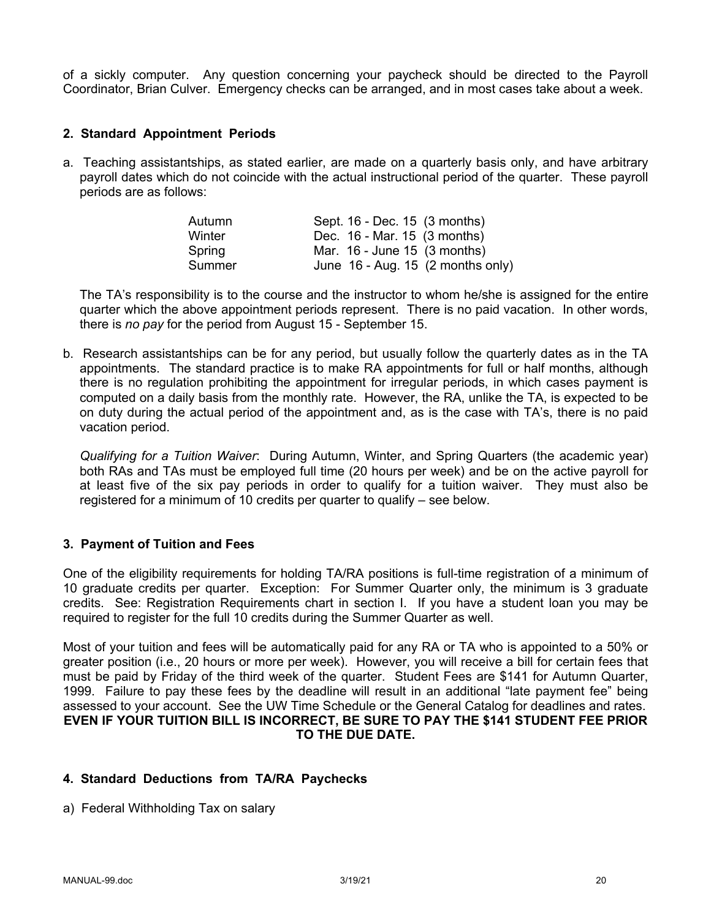of a sickly computer. Any question concerning your paycheck should be directed to the Payroll Coordinator, Brian Culver. Emergency checks can be arranged, and in most cases take about a week.

### 2. Standard Appointment Periods

a. Teaching assistantships, as stated earlier, are made on a quarterly basis only, and have arbitrary payroll dates which do not coincide with the actual instructional period of the quarter. These payroll periods are as follows:

| | |
|---|---|
| Autumn | Sept. 16 - Dec. 15 (3 months) |
| Winter | Dec. 16 - Mar. 15 (3 months) |
| Spring | Mar. 16 - June 15 (3 months) |
| Summer | June 16 - Aug. 15 (2 months only) |

The TA's responsibility is to the course and the instructor to whom he/she is assigned for the entire quarter which the above appointment periods represent. There is no paid vacation. In other words, there is *no pay* for the period from August 15 - September 15.

b. Research assistantships can be for any period, but usually follow the quarterly dates as in the TA appointments. The standard practice is to make RA appointments for full or half months, although there is no regulation prohibiting the appointment for irregular periods, in which cases payment is computed on a daily basis from the monthly rate. However, the RA, unlike the TA, is expected to be on duty during the actual period of the appointment and, as is the case with TA's, there is no paid vacation period.

*Qualifying for a Tuition Waiver*: During Autumn, Winter, and Spring Quarters (the academic year) both RAs and TAs must be employed full time (20 hours per week) and be on the active payroll for at least five of the six pay periods in order to qualify for a tuition waiver. They must also be registered for a minimum of 10 credits per quarter to qualify – see below.

### 3. Payment of Tuition and Fees

One of the eligibility requirements for holding TA/RA positions is full-time registration of a minimum of 10 graduate credits per quarter. Exception: For Summer Quarter only, the minimum is 3 graduate credits. See: Registration Requirements chart in section I. If you have a student loan you may be required to register for the full 10 credits during the Summer Quarter as well.

Most of your tuition and fees will be automatically paid for any RA or TA who is appointed to a 50% or greater position (i.e., 20 hours or more per week). However, you will receive a bill for certain fees that must be paid by Friday of the third week of the quarter. Student Fees are $141 for Autumn Quarter, 1999. Failure to pay these fees by the deadline will result in an additional "late payment fee" being assessed to your account. See the UW Time Schedule or the General Catalog for deadlines and rates.

**EVEN IF YOUR TUITION BILL IS INCORRECT, BE SURE TO PAY THE $141 STUDENT FEE PRIOR TO THE DUE DATE.**

### 4. Standard Deductions from TA/RA Paychecks

a) Federal Withholding Tax on salary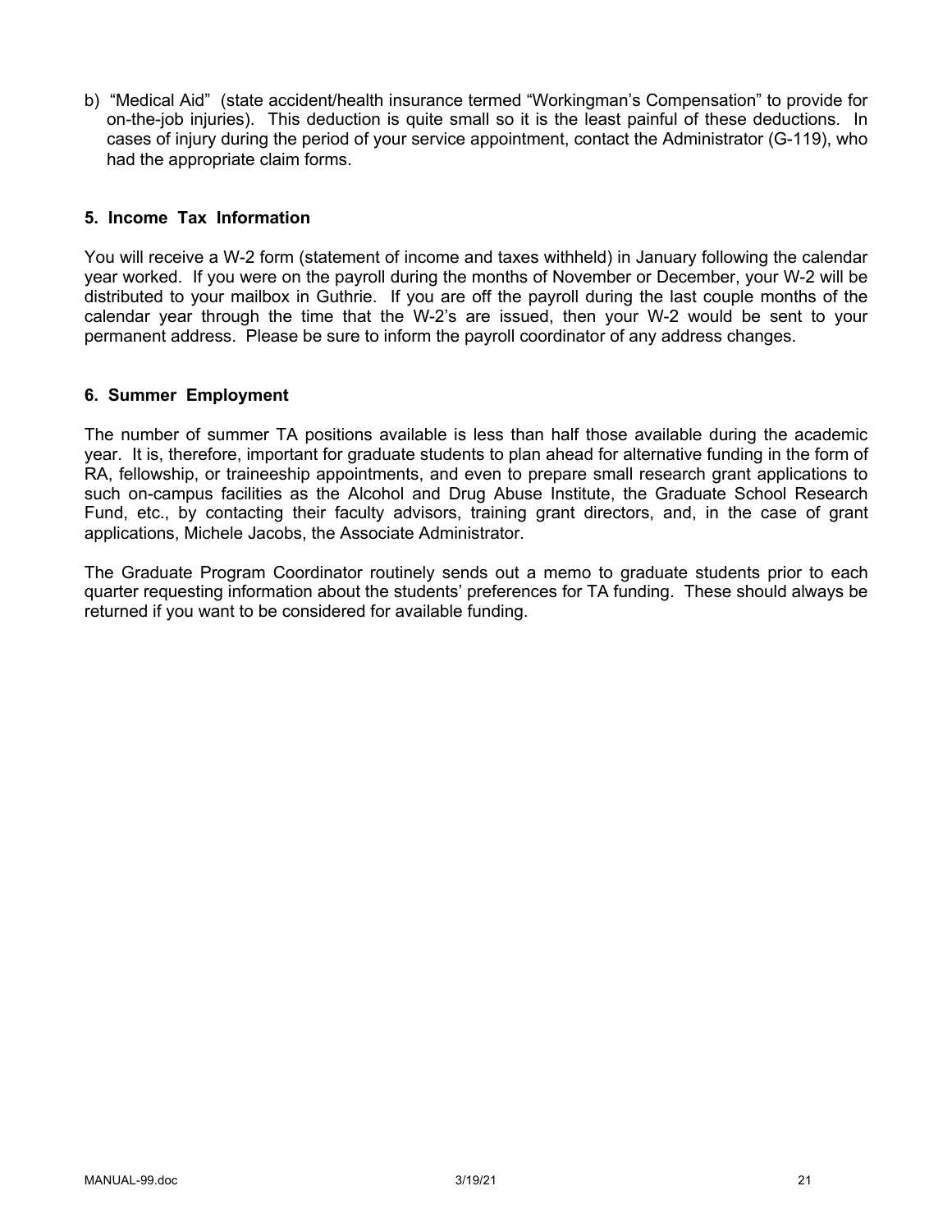b) "Medical Aid" (state accident/health insurance termed "Workingman's Compensation" to provide for on-the-job injuries). This deduction is quite small so it is the least painful of these deductions. In cases of injury during the period of your service appointment, contact the Administrator (G-119), who had the appropriate claim forms.

### 5. Income Tax Information

You will receive a W-2 form (statement of income and taxes withheld) in January following the calendar year worked. If you were on the payroll during the months of November or December, your W-2 will be distributed to your mailbox in Guthrie. If you are off the payroll during the last couple months of the calendar year through the time that the W-2's are issued, then your W-2 would be sent to your permanent address. Please be sure to inform the payroll coordinator of any address changes.

### 6. Summer Employment

The number of summer TA positions available is less than half those available during the academic year. It is, therefore, important for graduate students to plan ahead for alternative funding in the form of RA, fellowship, or traineeship appointments, and even to prepare small research grant applications to such on-campus facilities as the Alcohol and Drug Abuse Institute, the Graduate School Research Fund, etc., by contacting their faculty advisors, training grant directors, and, in the case of grant applications, Michele Jacobs, the Associate Administrator.

The Graduate Program Coordinator routinely sends out a memo to graduate students prior to each quarter requesting information about the students' preferences for TA funding. These should always be returned if you want to be considered for available funding.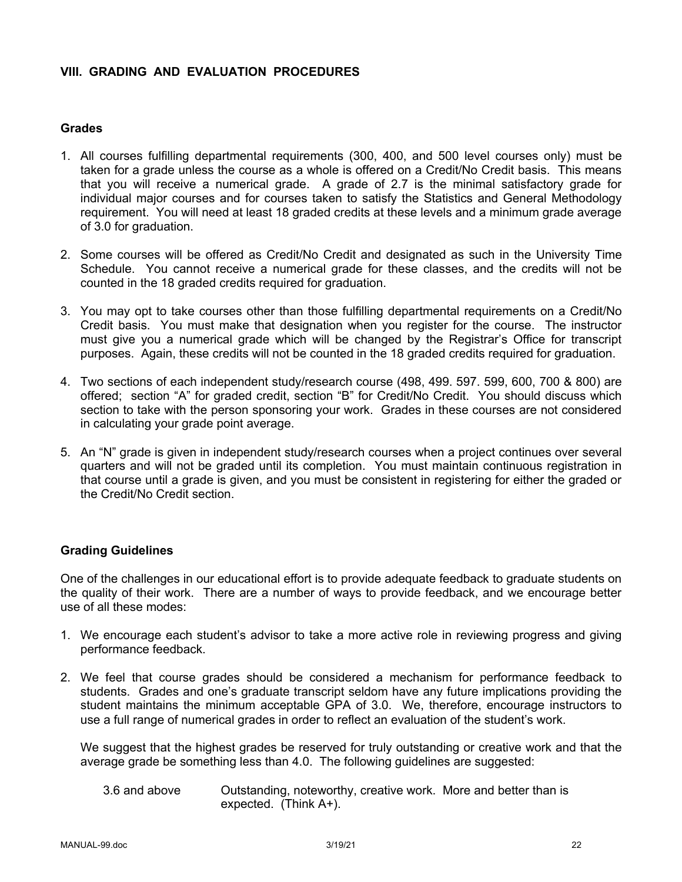## VIII. GRADING AND EVALUATION PROCEDURES

### Grades

1. All courses fulfilling departmental requirements (300, 400, and 500 level courses only) must be taken for a grade unless the course as a whole is offered on a Credit/No Credit basis. This means that you will receive a numerical grade. A grade of 2.7 is the minimal satisfactory grade for individual major courses and for courses taken to satisfy the Statistics and General Methodology requirement. You will need at least 18 graded credits at these levels and a minimum grade average of 3.0 for graduation.

2. Some courses will be offered as Credit/No Credit and designated as such in the University Time Schedule. You cannot receive a numerical grade for these classes, and the credits will not be counted in the 18 graded credits required for graduation.

3. You may opt to take courses other than those fulfilling departmental requirements on a Credit/No Credit basis. You must make that designation when you register for the course. The instructor must give you a numerical grade which will be changed by the Registrar's Office for transcript purposes. Again, these credits will not be counted in the 18 graded credits required for graduation.

4. Two sections of each independent study/research course (498, 499. 597. 599, 600, 700 & 800) are offered; section "A" for graded credit, section "B" for Credit/No Credit. You should discuss which section to take with the person sponsoring your work. Grades in these courses are not considered in calculating your grade point average.

5. An "N" grade is given in independent study/research courses when a project continues over several quarters and will not be graded until its completion. You must maintain continuous registration in that course until a grade is given, and you must be consistent in registering for either the graded or the Credit/No Credit section.

### Grading Guidelines

One of the challenges in our educational effort is to provide adequate feedback to graduate students on the quality of their work. There are a number of ways to provide feedback, and we encourage better use of all these modes:

1. We encourage each student's advisor to take a more active role in reviewing progress and giving performance feedback.

2. We feel that course grades should be considered a mechanism for performance feedback to students. Grades and one's graduate transcript seldom have any future implications providing the student maintains the minimum acceptable GPA of 3.0. We, therefore, encourage instructors to use a full range of numerical grades in order to reflect an evaluation of the student's work.

   We suggest that the highest grades be reserved for truly outstanding or creative work and that the average grade be something less than 4.0. The following guidelines are suggested:

   | | |
   |---|---|
   | 3.6 and above | Outstanding, noteworthy, creative work. More and better than is expected. (Think A+). |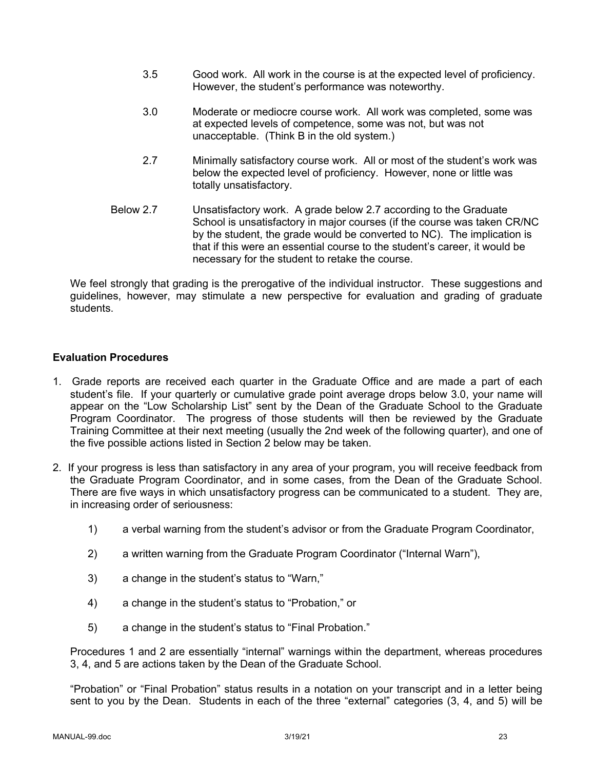3.5 Good work. All work in the course is at the expected level of proficiency. However, the student's performance was noteworthy.

3.0 Moderate or mediocre course work. All work was completed, some was at expected levels of competence, some was not, but was not unacceptable. (Think B in the old system.)

2.7 Minimally satisfactory course work. All or most of the student's work was below the expected level of proficiency. However, none or little was totally unsatisfactory.

Below 2.7 Unsatisfactory work. A grade below 2.7 according to the Graduate School is unsatisfactory in major courses (if the course was taken CR/NC by the student, the grade would be converted to NC). The implication is that if this were an essential course to the student's career, it would be necessary for the student to retake the course.

We feel strongly that grading is the prerogative of the individual instructor. These suggestions and guidelines, however, may stimulate a new perspective for evaluation and grading of graduate students.

## Evaluation Procedures

1. Grade reports are received each quarter in the Graduate Office and are made a part of each student's file. If your quarterly or cumulative grade point average drops below 3.0, your name will appear on the "Low Scholarship List" sent by the Dean of the Graduate School to the Graduate Program Coordinator. The progress of those students will then be reviewed by the Graduate Training Committee at their next meeting (usually the 2nd week of the following quarter), and one of the five possible actions listed in Section 2 below may be taken.

2. If your progress is less than satisfactory in any area of your program, you will receive feedback from the Graduate Program Coordinator, and in some cases, from the Dean of the Graduate School. There are five ways in which unsatisfactory progress can be communicated to a student. They are, in increasing order of seriousness:

   1) a verbal warning from the student's advisor or from the Graduate Program Coordinator,

   2) a written warning from the Graduate Program Coordinator ("Internal Warn"),

   3) a change in the student's status to "Warn,"

   4) a change in the student's status to "Probation," or

   5) a change in the student's status to "Final Probation."

   Procedures 1 and 2 are essentially "internal" warnings within the department, whereas procedures 3, 4, and 5 are actions taken by the Dean of the Graduate School.

   "Probation" or "Final Probation" status results in a notation on your transcript and in a letter being sent to you by the Dean. Students in each of the three "external" categories (3, 4, and 5) will be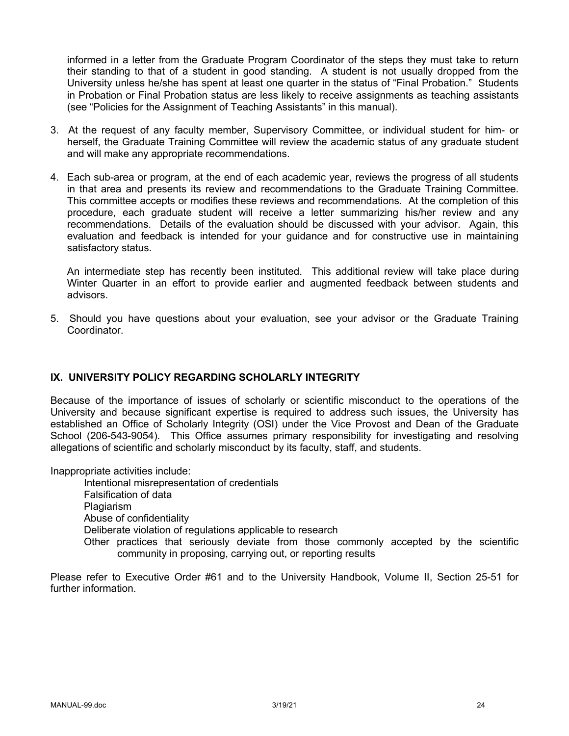informed in a letter from the Graduate Program Coordinator of the steps they must take to return their standing to that of a student in good standing. A student is not usually dropped from the University unless he/she has spent at least one quarter in the status of "Final Probation." Students in Probation or Final Probation status are less likely to receive assignments as teaching assistants (see "Policies for the Assignment of Teaching Assistants" in this manual).

3. At the request of any faculty member, Supervisory Committee, or individual student for him- or herself, the Graduate Training Committee will review the academic status of any graduate student and will make any appropriate recommendations.

4. Each sub-area or program, at the end of each academic year, reviews the progress of all students in that area and presents its review and recommendations to the Graduate Training Committee. This committee accepts or modifies these reviews and recommendations. At the completion of this procedure, each graduate student will receive a letter summarizing his/her review and any recommendations. Details of the evaluation should be discussed with your advisor. Again, this evaluation and feedback is intended for your guidance and for constructive use in maintaining satisfactory status.

   An intermediate step has recently been instituted. This additional review will take place during Winter Quarter in an effort to provide earlier and augmented feedback between students and advisors.

5. Should you have questions about your evaluation, see your advisor or the Graduate Training Coordinator.

## IX. UNIVERSITY POLICY REGARDING SCHOLARLY INTEGRITY

Because of the importance of issues of scholarly or scientific misconduct to the operations of the University and because significant expertise is required to address such issues, the University has established an Office of Scholarly Integrity (OSI) under the Vice Provost and Dean of the Graduate School (206-543-9054). This Office assumes primary responsibility for investigating and resolving allegations of scientific and scholarly misconduct by its faculty, staff, and students.

Inappropriate activities include:

- Intentional misrepresentation of credentials
- Falsification of data
- Plagiarism
- Abuse of confidentiality
- Deliberate violation of regulations applicable to research
- Other practices that seriously deviate from those commonly accepted by the scientific community in proposing, carrying out, or reporting results

Please refer to Executive Order #61 and to the University Handbook, Volume II, Section 25-51 for further information.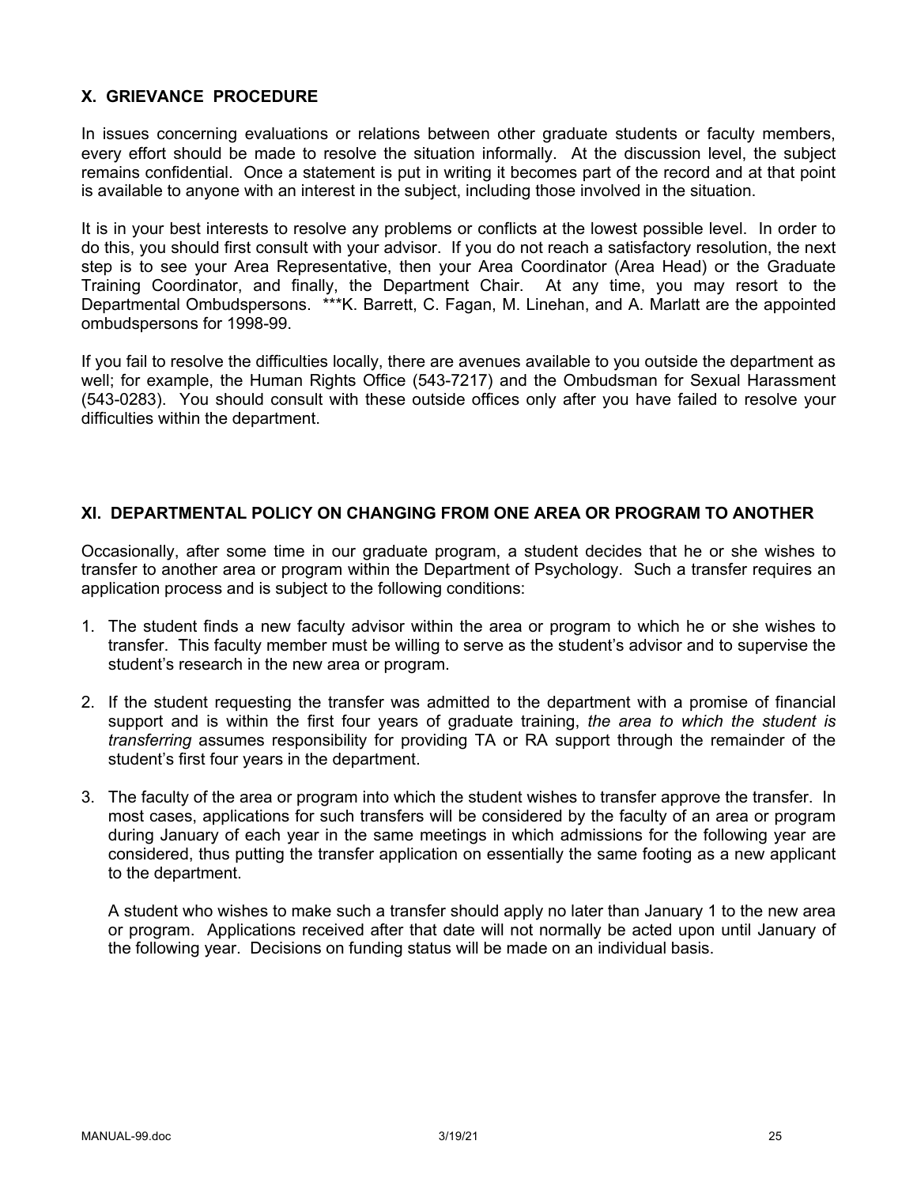## X. GRIEVANCE PROCEDURE

In issues concerning evaluations or relations between other graduate students or faculty members, every effort should be made to resolve the situation informally. At the discussion level, the subject remains confidential. Once a statement is put in writing it becomes part of the record and at that point is available to anyone with an interest in the subject, including those involved in the situation.

It is in your best interests to resolve any problems or conflicts at the lowest possible level. In order to do this, you should first consult with your advisor. If you do not reach a satisfactory resolution, the next step is to see your Area Representative, then your Area Coordinator (Area Head) or the Graduate Training Coordinator, and finally, the Department Chair. At any time, you may resort to the Departmental Ombudspersons. ***K. Barrett, C. Fagan, M. Linehan, and A. Marlatt are the appointed ombudspersons for 1998-99.

If you fail to resolve the difficulties locally, there are avenues available to you outside the department as well; for example, the Human Rights Office (543-7217) and the Ombudsman for Sexual Harassment (543-0283). You should consult with these outside offices only after you have failed to resolve your difficulties within the department.

## XI. DEPARTMENTAL POLICY ON CHANGING FROM ONE AREA OR PROGRAM TO ANOTHER

Occasionally, after some time in our graduate program, a student decides that he or she wishes to transfer to another area or program within the Department of Psychology. Such a transfer requires an application process and is subject to the following conditions:

1. The student finds a new faculty advisor within the area or program to which he or she wishes to transfer. This faculty member must be willing to serve as the student's advisor and to supervise the student's research in the new area or program.

2. If the student requesting the transfer was admitted to the department with a promise of financial support and is within the first four years of graduate training, *the area to which the student is transferring* assumes responsibility for providing TA or RA support through the remainder of the student's first four years in the department.

3. The faculty of the area or program into which the student wishes to transfer approve the transfer. In most cases, applications for such transfers will be considered by the faculty of an area or program during January of each year in the same meetings in which admissions for the following year are considered, thus putting the transfer application on essentially the same footing as a new applicant to the department.

   A student who wishes to make such a transfer should apply no later than January 1 to the new area or program. Applications received after that date will not normally be acted upon until January of the following year. Decisions on funding status will be made on an individual basis.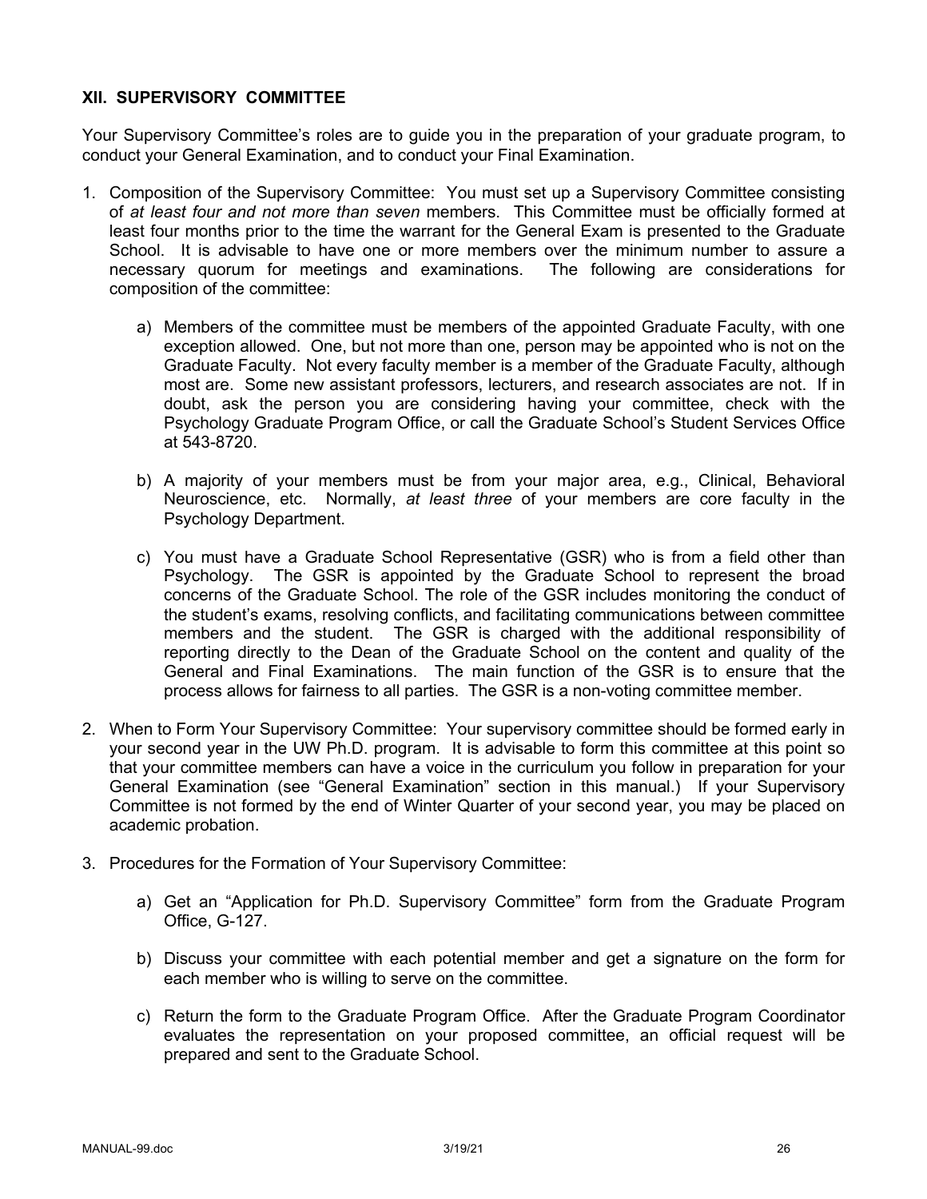## XII. SUPERVISORY COMMITTEE

Your Supervisory Committee's roles are to guide you in the preparation of your graduate program, to conduct your General Examination, and to conduct your Final Examination.

1. Composition of the Supervisory Committee: You must set up a Supervisory Committee consisting of *at least four and not more than seven* members. This Committee must be officially formed at least four months prior to the time the warrant for the General Exam is presented to the Graduate School. It is advisable to have one or more members over the minimum number to assure a necessary quorum for meetings and examinations. The following are considerations for composition of the committee:

   a) Members of the committee must be members of the appointed Graduate Faculty, with one exception allowed. One, but not more than one, person may be appointed who is not on the Graduate Faculty. Not every faculty member is a member of the Graduate Faculty, although most are. Some new assistant professors, lecturers, and research associates are not. If in doubt, ask the person you are considering having your committee, check with the Psychology Graduate Program Office, or call the Graduate School's Student Services Office at 543-8720.

   b) A majority of your members must be from your major area, e.g., Clinical, Behavioral Neuroscience, etc. Normally, *at least three* of your members are core faculty in the Psychology Department.

   c) You must have a Graduate School Representative (GSR) who is from a field other than Psychology. The GSR is appointed by the Graduate School to represent the broad concerns of the Graduate School. The role of the GSR includes monitoring the conduct of the student's exams, resolving conflicts, and facilitating communications between committee members and the student. The GSR is charged with the additional responsibility of reporting directly to the Dean of the Graduate School on the content and quality of the General and Final Examinations. The main function of the GSR is to ensure that the process allows for fairness to all parties. The GSR is a non-voting committee member.

2. When to Form Your Supervisory Committee: Your supervisory committee should be formed early in your second year in the UW Ph.D. program. It is advisable to form this committee at this point so that your committee members can have a voice in the curriculum you follow in preparation for your General Examination (see "General Examination" section in this manual.) If your Supervisory Committee is not formed by the end of Winter Quarter of your second year, you may be placed on academic probation.

3. Procedures for the Formation of Your Supervisory Committee:

   a) Get an "Application for Ph.D. Supervisory Committee" form from the Graduate Program Office, G-127.

   b) Discuss your committee with each potential member and get a signature on the form for each member who is willing to serve on the committee.

   c) Return the form to the Graduate Program Office. After the Graduate Program Coordinator evaluates the representation on your proposed committee, an official request will be prepared and sent to the Graduate School.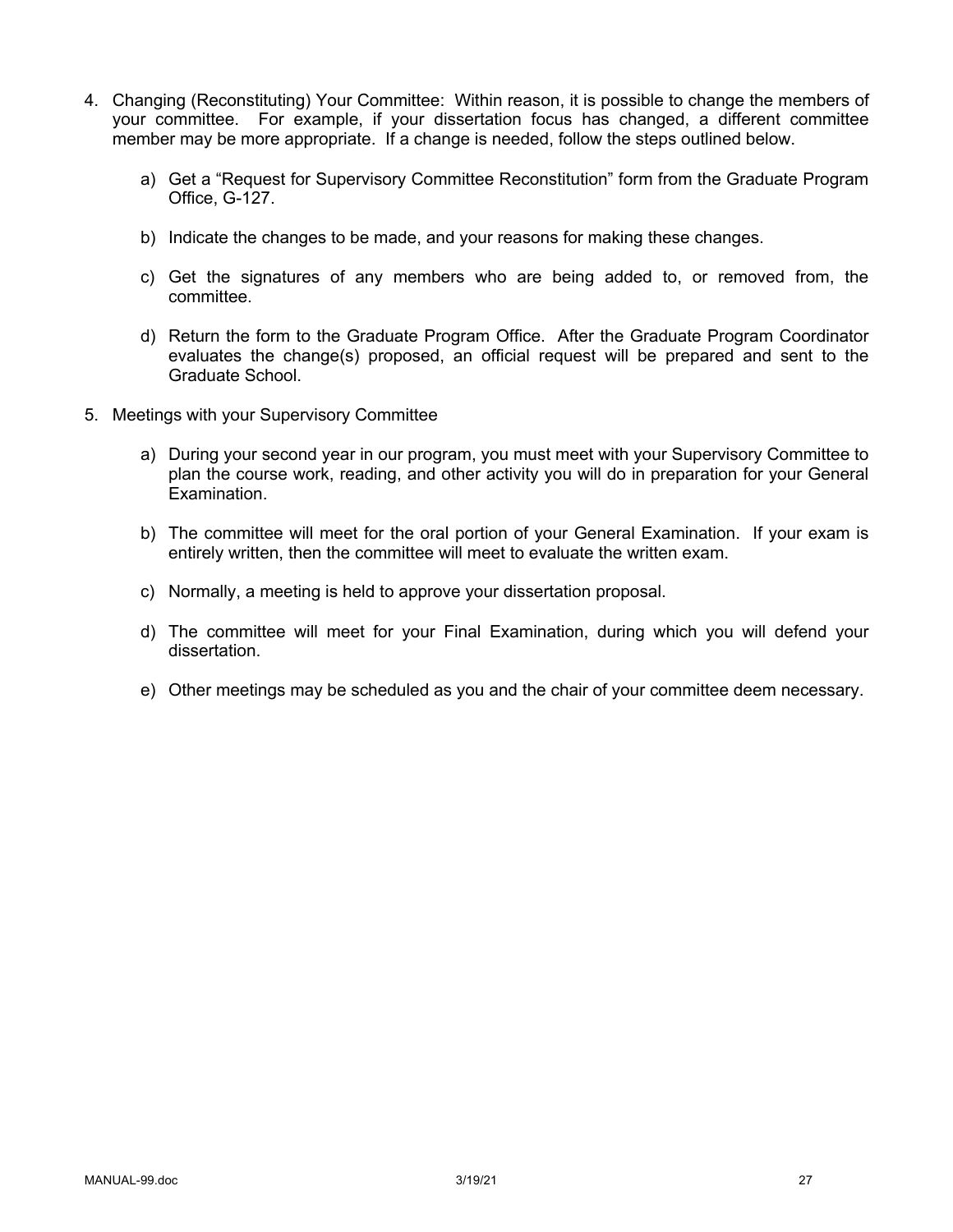4. Changing (Reconstituting) Your Committee: Within reason, it is possible to change the members of your committee. For example, if your dissertation focus has changed, a different committee member may be more appropriate. If a change is needed, follow the steps outlined below.

    a) Get a "Request for Supervisory Committee Reconstitution" form from the Graduate Program Office, G-127.

    b) Indicate the changes to be made, and your reasons for making these changes.

    c) Get the signatures of any members who are being added to, or removed from, the committee.

    d) Return the form to the Graduate Program Office. After the Graduate Program Coordinator evaluates the change(s) proposed, an official request will be prepared and sent to the Graduate School.

5. Meetings with your Supervisory Committee

    a) During your second year in our program, you must meet with your Supervisory Committee to plan the course work, reading, and other activity you will do in preparation for your General Examination.

    b) The committee will meet for the oral portion of your General Examination. If your exam is entirely written, then the committee will meet to evaluate the written exam.

    c) Normally, a meeting is held to approve your dissertation proposal.

    d) The committee will meet for your Final Examination, during which you will defend your dissertation.

    e) Other meetings may be scheduled as you and the chair of your committee deem necessary.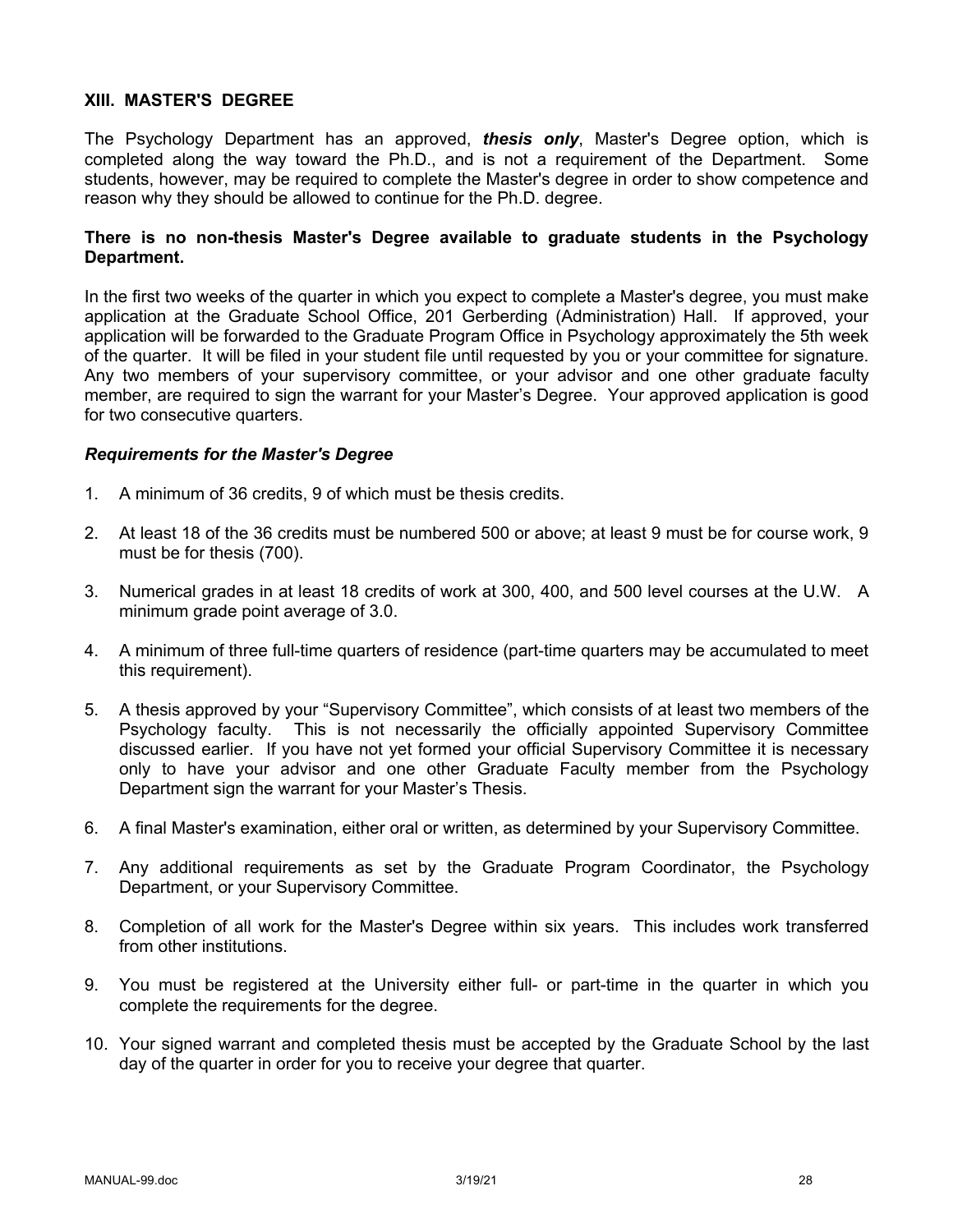## XIII. MASTER'S DEGREE

The Psychology Department has an approved, ***thesis only***, Master's Degree option, which is completed along the way toward the Ph.D., and is not a requirement of the Department. Some students, however, may be required to complete the Master's degree in order to show competence and reason why they should be allowed to continue for the Ph.D. degree.

**There is no non-thesis Master's Degree available to graduate students in the Psychology Department.**

In the first two weeks of the quarter in which you expect to complete a Master's degree, you must make application at the Graduate School Office, 201 Gerberding (Administration) Hall. If approved, your application will be forwarded to the Graduate Program Office in Psychology approximately the 5th week of the quarter. It will be filed in your student file until requested by you or your committee for signature. Any two members of your supervisory committee, or your advisor and one other graduate faculty member, are required to sign the warrant for your Master's Degree. Your approved application is good for two consecutive quarters.

### *Requirements for the Master's Degree*

1. A minimum of 36 credits, 9 of which must be thesis credits.
2. At least 18 of the 36 credits must be numbered 500 or above; at least 9 must be for course work, 9 must be for thesis (700).
3. Numerical grades in at least 18 credits of work at 300, 400, and 500 level courses at the U.W. A minimum grade point average of 3.0.
4. A minimum of three full-time quarters of residence (part-time quarters may be accumulated to meet this requirement).
5. A thesis approved by your "Supervisory Committee", which consists of at least two members of the Psychology faculty. This is not necessarily the officially appointed Supervisory Committee discussed earlier. If you have not yet formed your official Supervisory Committee it is necessary only to have your advisor and one other Graduate Faculty member from the Psychology Department sign the warrant for your Master's Thesis.
6. A final Master's examination, either oral or written, as determined by your Supervisory Committee.
7. Any additional requirements as set by the Graduate Program Coordinator, the Psychology Department, or your Supervisory Committee.
8. Completion of all work for the Master's Degree within six years. This includes work transferred from other institutions.
9. You must be registered at the University either full- or part-time in the quarter in which you complete the requirements for the degree.
10. Your signed warrant and completed thesis must be accepted by the Graduate School by the last day of the quarter in order for you to receive your degree that quarter.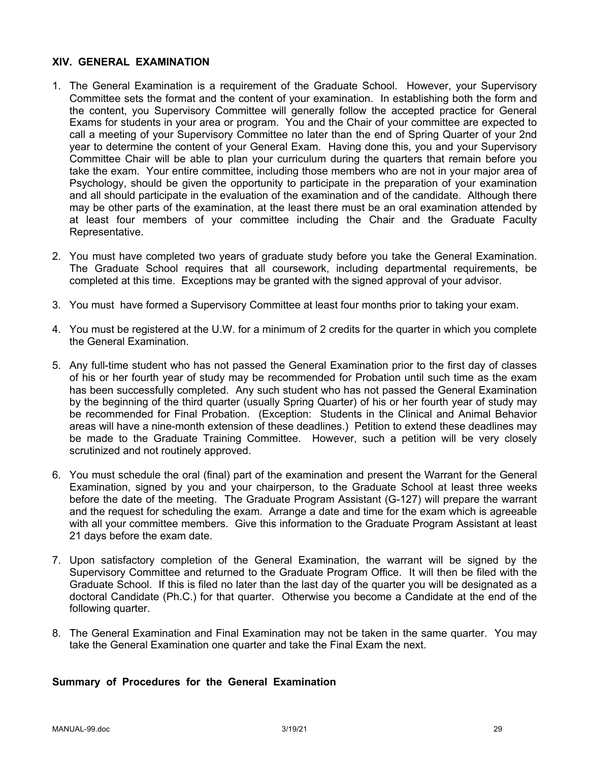## XIV. GENERAL EXAMINATION

1. The General Examination is a requirement of the Graduate School. However, your Supervisory Committee sets the format and the content of your examination. In establishing both the form and the content, you Supervisory Committee will generally follow the accepted practice for General Exams for students in your area or program. You and the Chair of your committee are expected to call a meeting of your Supervisory Committee no later than the end of Spring Quarter of your 2nd year to determine the content of your General Exam. Having done this, you and your Supervisory Committee Chair will be able to plan your curriculum during the quarters that remain before you take the exam. Your entire committee, including those members who are not in your major area of Psychology, should be given the opportunity to participate in the preparation of your examination and all should participate in the evaluation of the examination and of the candidate. Although there may be other parts of the examination, at the least there must be an oral examination attended by at least four members of your committee including the Chair and the Graduate Faculty Representative.

2. You must have completed two years of graduate study before you take the General Examination. The Graduate School requires that all coursework, including departmental requirements, be completed at this time. Exceptions may be granted with the signed approval of your advisor.

3. You must have formed a Supervisory Committee at least four months prior to taking your exam.

4. You must be registered at the U.W. for a minimum of 2 credits for the quarter in which you complete the General Examination.

5. Any full-time student who has not passed the General Examination prior to the first day of classes of his or her fourth year of study may be recommended for Probation until such time as the exam has been successfully completed. Any such student who has not passed the General Examination by the beginning of the third quarter (usually Spring Quarter) of his or her fourth year of study may be recommended for Final Probation. (Exception: Students in the Clinical and Animal Behavior areas will have a nine-month extension of these deadlines.) Petition to extend these deadlines may be made to the Graduate Training Committee. However, such a petition will be very closely scrutinized and not routinely approved.

6. You must schedule the oral (final) part of the examination and present the Warrant for the General Examination, signed by you and your chairperson, to the Graduate School at least three weeks before the date of the meeting. The Graduate Program Assistant (G-127) will prepare the warrant and the request for scheduling the exam. Arrange a date and time for the exam which is agreeable with all your committee members. Give this information to the Graduate Program Assistant at least 21 days before the exam date.

7. Upon satisfactory completion of the General Examination, the warrant will be signed by the Supervisory Committee and returned to the Graduate Program Office. It will then be filed with the Graduate School. If this is filed no later than the last day of the quarter you will be designated as a doctoral Candidate (Ph.C.) for that quarter. Otherwise you become a Candidate at the end of the following quarter.

8. The General Examination and Final Examination may not be taken in the same quarter. You may take the General Examination one quarter and take the Final Exam the next.

### Summary of Procedures for the General Examination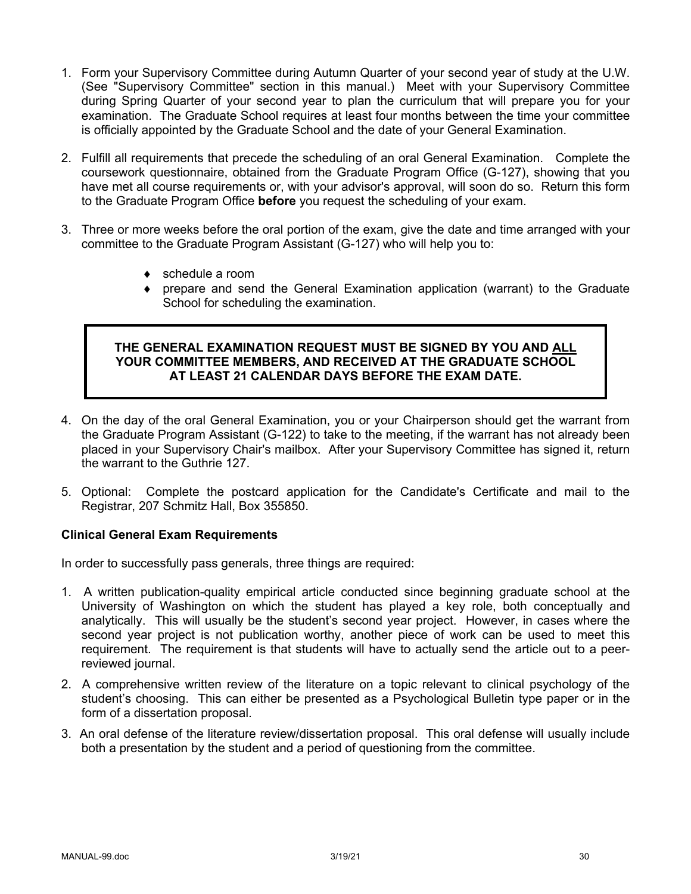1. Form your Supervisory Committee during Autumn Quarter of your second year of study at the U.W. (See "Supervisory Committee" section in this manual.) Meet with your Supervisory Committee during Spring Quarter of your second year to plan the curriculum that will prepare you for your examination. The Graduate School requires at least four months between the time your committee is officially appointed by the Graduate School and the date of your General Examination.

2. Fulfill all requirements that precede the scheduling of an oral General Examination. Complete the coursework questionnaire, obtained from the Graduate Program Office (G-127), showing that you have met all course requirements or, with your advisor's approval, will soon do so. Return this form to the Graduate Program Office **before** you request the scheduling of your exam.

3. Three or more weeks before the oral portion of the exam, give the date and time arranged with your committee to the Graduate Program Assistant (G-127) who will help you to:

   - schedule a room
   - prepare and send the General Examination application (warrant) to the Graduate School for scheduling the examination.

> **THE GENERAL EXAMINATION REQUEST MUST BE SIGNED BY YOU AND <u>ALL</u> YOUR COMMITTEE MEMBERS, AND RECEIVED AT THE GRADUATE SCHOOL AT LEAST 21 CALENDAR DAYS BEFORE THE EXAM DATE.**

4. On the day of the oral General Examination, you or your Chairperson should get the warrant from the Graduate Program Assistant (G-122) to take to the meeting, if the warrant has not already been placed in your Supervisory Chair's mailbox. After your Supervisory Committee has signed it, return the warrant to the Guthrie 127.

5. Optional: Complete the postcard application for the Candidate's Certificate and mail to the Registrar, 207 Schmitz Hall, Box 355850.

**Clinical General Exam Requirements**

In order to successfully pass generals, three things are required:

1. A written publication-quality empirical article conducted since beginning graduate school at the University of Washington on which the student has played a key role, both conceptually and analytically. This will usually be the student's second year project. However, in cases where the second year project is not publication worthy, another piece of work can be used to meet this requirement. The requirement is that students will have to actually send the article out to a peer-reviewed journal.
2. A comprehensive written review of the literature on a topic relevant to clinical psychology of the student's choosing. This can either be presented as a Psychological Bulletin type paper or in the form of a dissertation proposal.
3. An oral defense of the literature review/dissertation proposal. This oral defense will usually include both a presentation by the student and a period of questioning from the committee.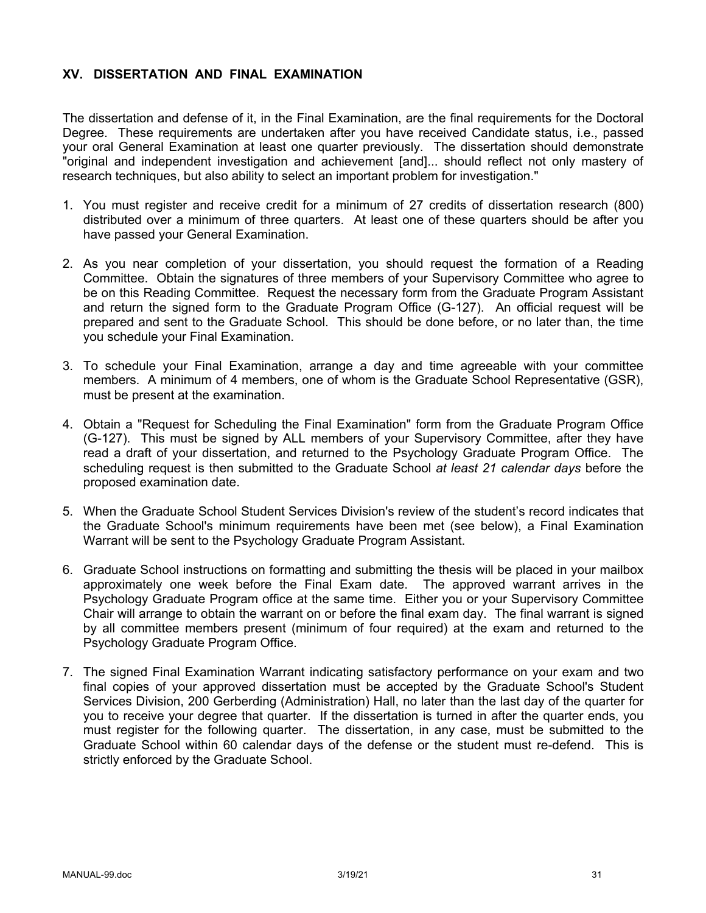## XV. DISSERTATION AND FINAL EXAMINATION

The dissertation and defense of it, in the Final Examination, are the final requirements for the Doctoral Degree. These requirements are undertaken after you have received Candidate status, i.e., passed your oral General Examination at least one quarter previously. The dissertation should demonstrate "original and independent investigation and achievement [and]... should reflect not only mastery of research techniques, but also ability to select an important problem for investigation."

1. You must register and receive credit for a minimum of 27 credits of dissertation research (800) distributed over a minimum of three quarters. At least one of these quarters should be after you have passed your General Examination.

2. As you near completion of your dissertation, you should request the formation of a Reading Committee. Obtain the signatures of three members of your Supervisory Committee who agree to be on this Reading Committee. Request the necessary form from the Graduate Program Assistant and return the signed form to the Graduate Program Office (G-127). An official request will be prepared and sent to the Graduate School. This should be done before, or no later than, the time you schedule your Final Examination.

3. To schedule your Final Examination, arrange a day and time agreeable with your committee members. A minimum of 4 members, one of whom is the Graduate School Representative (GSR), must be present at the examination.

4. Obtain a "Request for Scheduling the Final Examination" form from the Graduate Program Office (G-127). This must be signed by ALL members of your Supervisory Committee, after they have read a draft of your dissertation, and returned to the Psychology Graduate Program Office. The scheduling request is then submitted to the Graduate School *at least 21 calendar days* before the proposed examination date.

5. When the Graduate School Student Services Division's review of the student's record indicates that the Graduate School's minimum requirements have been met (see below), a Final Examination Warrant will be sent to the Psychology Graduate Program Assistant.

6. Graduate School instructions on formatting and submitting the thesis will be placed in your mailbox approximately one week before the Final Exam date. The approved warrant arrives in the Psychology Graduate Program office at the same time. Either you or your Supervisory Committee Chair will arrange to obtain the warrant on or before the final exam day. The final warrant is signed by all committee members present (minimum of four required) at the exam and returned to the Psychology Graduate Program Office.

7. The signed Final Examination Warrant indicating satisfactory performance on your exam and two final copies of your approved dissertation must be accepted by the Graduate School's Student Services Division, 200 Gerberding (Administration) Hall, no later than the last day of the quarter for you to receive your degree that quarter. If the dissertation is turned in after the quarter ends, you must register for the following quarter. The dissertation, in any case, must be submitted to the Graduate School within 60 calendar days of the defense or the student must re-defend. This is strictly enforced by the Graduate School.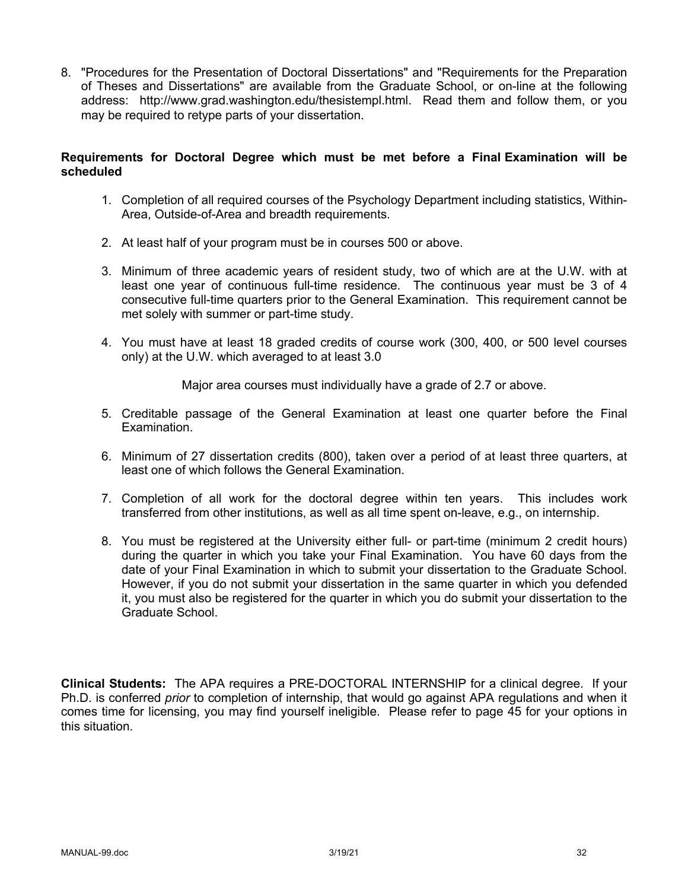8. "Procedures for the Presentation of Doctoral Dissertations" and "Requirements for the Preparation of Theses and Dissertations" are available from the Graduate School, or on-line at the following address: http://www.grad.washington.edu/thesistempl.html. Read them and follow them, or you may be required to retype parts of your dissertation.

**Requirements for Doctoral Degree which must be met before a Final Examination will be scheduled**

1. Completion of all required courses of the Psychology Department including statistics, Within-Area, Outside-of-Area and breadth requirements.

2. At least half of your program must be in courses 500 or above.

3. Minimum of three academic years of resident study, two of which are at the U.W. with at least one year of continuous full-time residence. The continuous year must be 3 of 4 consecutive full-time quarters prior to the General Examination. This requirement cannot be met solely with summer or part-time study.

4. You must have at least 18 graded credits of course work (300, 400, or 500 level courses only) at the U.W. which averaged to at least 3.0

   Major area courses must individually have a grade of 2.7 or above.

5. Creditable passage of the General Examination at least one quarter before the Final Examination.

6. Minimum of 27 dissertation credits (800), taken over a period of at least three quarters, at least one of which follows the General Examination.

7. Completion of all work for the doctoral degree within ten years. This includes work transferred from other institutions, as well as all time spent on-leave, e.g., on internship.

8. You must be registered at the University either full- or part-time (minimum 2 credit hours) during the quarter in which you take your Final Examination. You have 60 days from the date of your Final Examination in which to submit your dissertation to the Graduate School. However, if you do not submit your dissertation in the same quarter in which you defended it, you must also be registered for the quarter in which you do submit your dissertation to the Graduate School.

**Clinical Students:** The APA requires a PRE-DOCTORAL INTERNSHIP for a clinical degree. If your Ph.D. is conferred *prior* to completion of internship, that would go against APA regulations and when it comes time for licensing, you may find yourself ineligible. Please refer to page 45 for your options in this situation.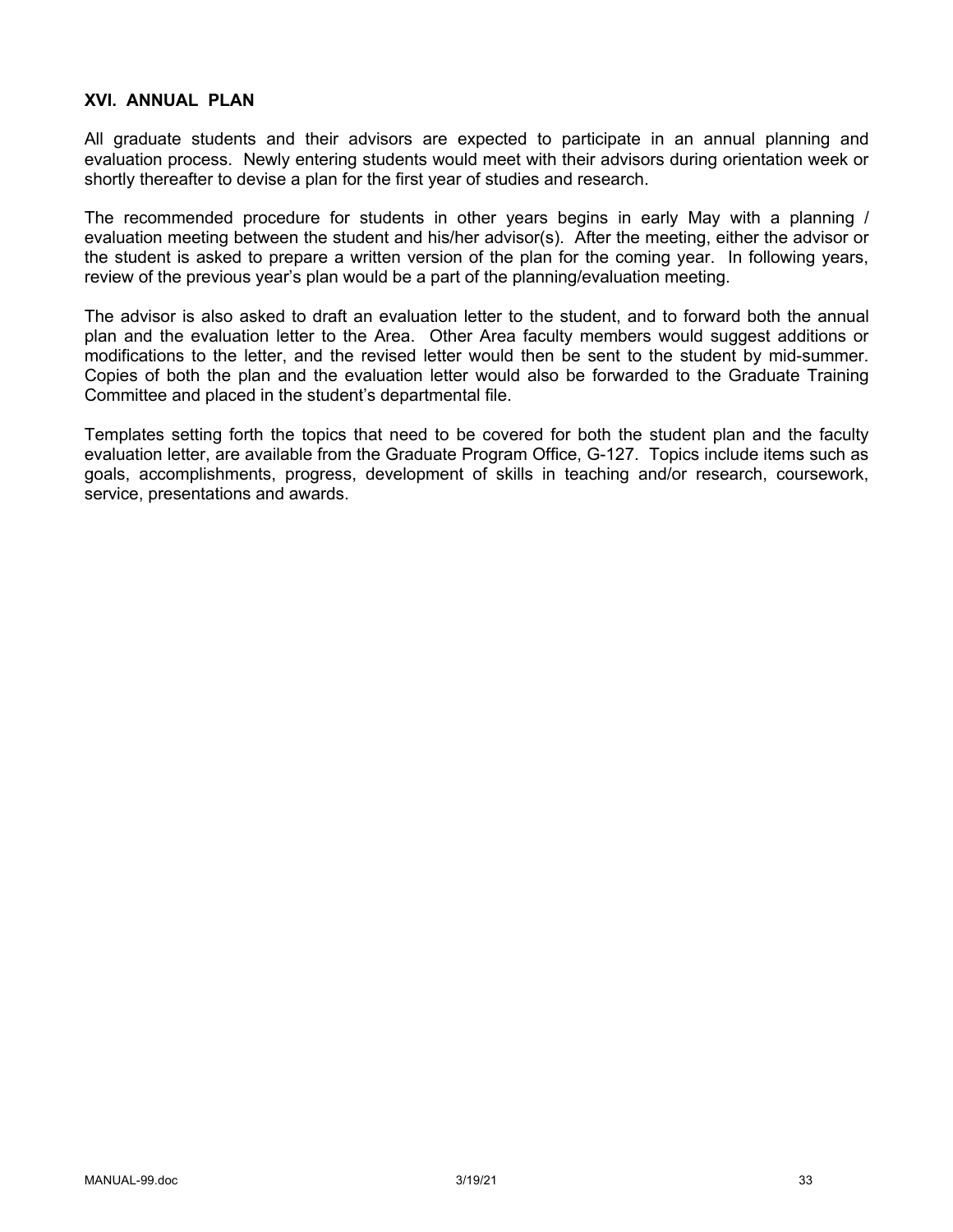## XVI. ANNUAL PLAN

All graduate students and their advisors are expected to participate in an annual planning and evaluation process. Newly entering students would meet with their advisors during orientation week or shortly thereafter to devise a plan for the first year of studies and research.

The recommended procedure for students in other years begins in early May with a planning / evaluation meeting between the student and his/her advisor(s). After the meeting, either the advisor or the student is asked to prepare a written version of the plan for the coming year. In following years, review of the previous year's plan would be a part of the planning/evaluation meeting.

The advisor is also asked to draft an evaluation letter to the student, and to forward both the annual plan and the evaluation letter to the Area. Other Area faculty members would suggest additions or modifications to the letter, and the revised letter would then be sent to the student by mid-summer. Copies of both the plan and the evaluation letter would also be forwarded to the Graduate Training Committee and placed in the student's departmental file.

Templates setting forth the topics that need to be covered for both the student plan and the faculty evaluation letter, are available from the Graduate Program Office, G-127. Topics include items such as goals, accomplishments, progress, development of skills in teaching and/or research, coursework, service, presentations and awards.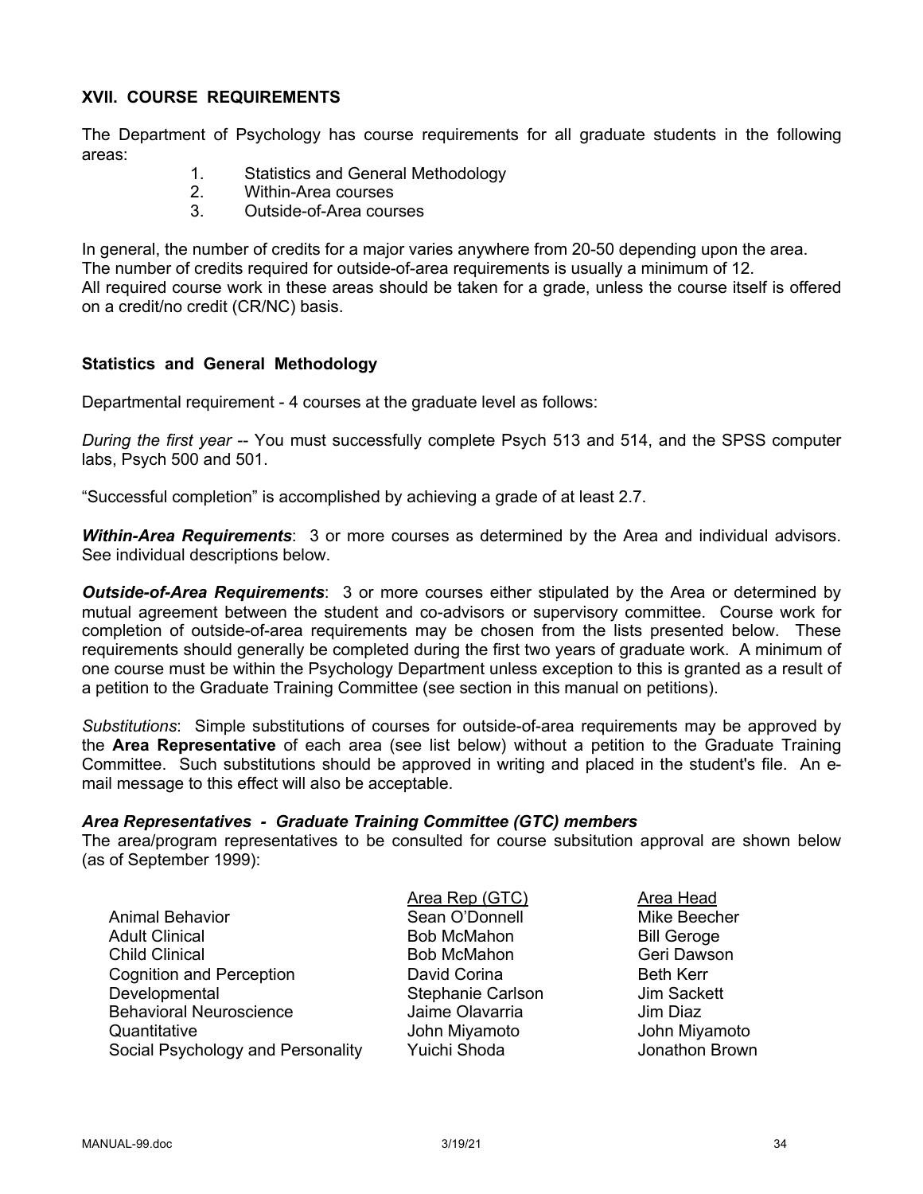### XVII. COURSE REQUIREMENTS

The Department of Psychology has course requirements for all graduate students in the following areas:

1. Statistics and General Methodology
2. Within-Area courses
3. Outside-of-Area courses

In general, the number of credits for a major varies anywhere from 20-50 depending upon the area. The number of credits required for outside-of-area requirements is usually a minimum of 12. All required course work in these areas should be taken for a grade, unless the course itself is offered on a credit/no credit (CR/NC) basis.

#### Statistics and General Methodology

Departmental requirement - 4 courses at the graduate level as follows:

*During the first year* -- You must successfully complete Psych 513 and 514, and the SPSS computer labs, Psych 500 and 501.

"Successful completion" is accomplished by achieving a grade of at least 2.7.

***Within-Area Requirements***: 3 or more courses as determined by the Area and individual advisors. See individual descriptions below.

***Outside-of-Area Requirements***: 3 or more courses either stipulated by the Area or determined by mutual agreement between the student and co-advisors or supervisory committee. Course work for completion of outside-of-area requirements may be chosen from the lists presented below. These requirements should generally be completed during the first two years of graduate work. A minimum of one course must be within the Psychology Department unless exception to this is granted as a result of a petition to the Graduate Training Committee (see section in this manual on petitions).

*Substitutions*: Simple substitutions of courses for outside-of-area requirements may be approved by the **Area Representative** of each area (see list below) without a petition to the Graduate Training Committee. Such substitutions should be approved in writing and placed in the student's file. An e-mail message to this effect will also be acceptable.

#### *Area Representatives - Graduate Training Committee (GTC) members*

The area/program representatives to be consulted for course subsitution approval are shown below (as of September 1999):

| | Area Rep (GTC) | Area Head |
|---|---|---|
| Animal Behavior | Sean O'Donnell | Mike Beecher |
| Adult Clinical | Bob McMahon | Bill Geroge |
| Child Clinical | Bob McMahon | Geri Dawson |
| Cognition and Perception | David Corina | Beth Kerr |
| Developmental | Stephanie Carlson | Jim Sackett |
| Behavioral Neuroscience | Jaime Olavarria | Jim Diaz |
| Quantitative | John Miyamoto | John Miyamoto |
| Social Psychology and Personality | Yuichi Shoda | Jonathon Brown |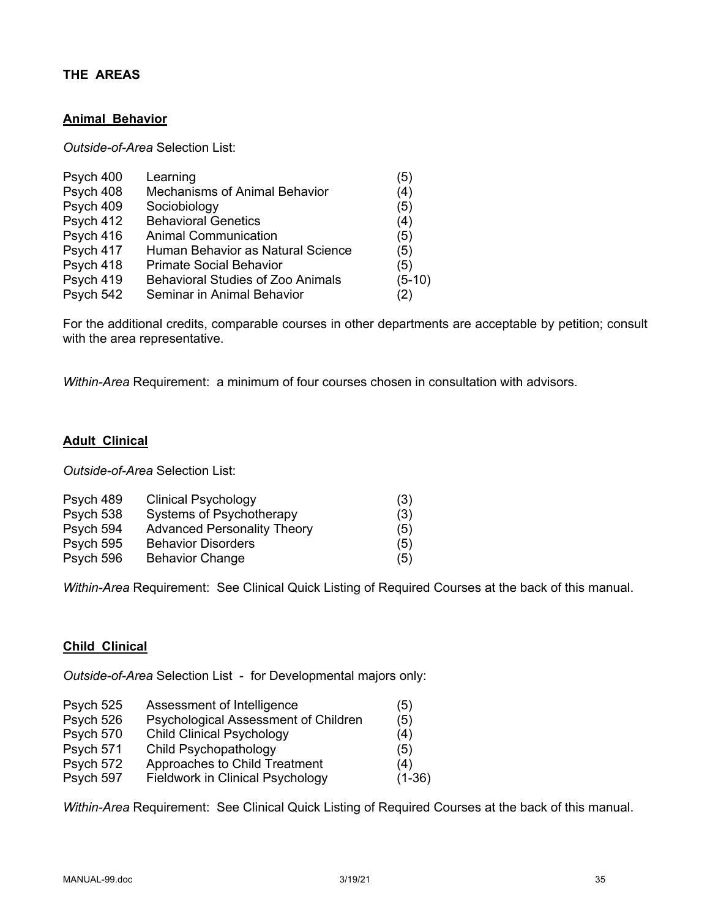## THE AREAS

### Animal Behavior

*Outside-of-Area* Selection List:

| | | |
|---|---|---|
| Psych 400 | Learning | (5) |
| Psych 408 | Mechanisms of Animal Behavior | (4) |
| Psych 409 | Sociobiology | (5) |
| Psych 412 | Behavioral Genetics | (4) |
| Psych 416 | Animal Communication | (5) |
| Psych 417 | Human Behavior as Natural Science | (5) |
| Psych 418 | Primate Social Behavior | (5) |
| Psych 419 | Behavioral Studies of Zoo Animals | (5-10) |
| Psych 542 | Seminar in Animal Behavior | (2) |

For the additional credits, comparable courses in other departments are acceptable by petition; consult with the area representative.

*Within-Area* Requirement: a minimum of four courses chosen in consultation with advisors.

### Adult Clinical

*Outside-of-Area* Selection List:

| | | |
|---|---|---|
| Psych 489 | Clinical Psychology | (3) |
| Psych 538 | Systems of Psychotherapy | (3) |
| Psych 594 | Advanced Personality Theory | (5) |
| Psych 595 | Behavior Disorders | (5) |
| Psych 596 | Behavior Change | (5) |

*Within-Area* Requirement: See Clinical Quick Listing of Required Courses at the back of this manual.

### Child Clinical

*Outside-of-Area* Selection List - for Developmental majors only:

| | | |
|---|---|---|
| Psych 525 | Assessment of Intelligence | (5) |
| Psych 526 | Psychological Assessment of Children | (5) |
| Psych 570 | Child Clinical Psychology | (4) |
| Psych 571 | Child Psychopathology | (5) |
| Psych 572 | Approaches to Child Treatment | (4) |
| Psych 597 | Fieldwork in Clinical Psychology | (1-36) |

*Within-Area* Requirement: See Clinical Quick Listing of Required Courses at the back of this manual.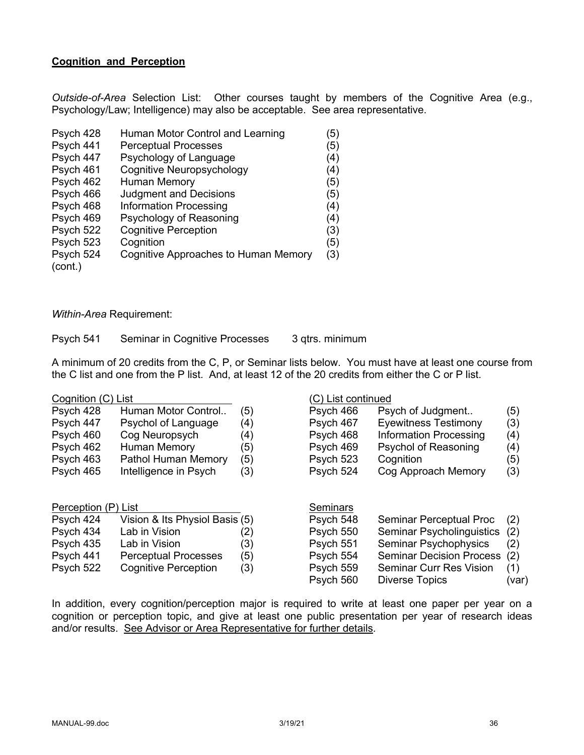**Cognition and Perception**

*Outside-of-Area* Selection List: Other courses taught by members of the Cognitive Area (e.g., Psychology/Law; Intelligence) may also be acceptable. See area representative.

| | | |
|---|---|---|
| Psych 428 | Human Motor Control and Learning | (5) |
| Psych 441 | Perceptual Processes | (5) |
| Psych 447 | Psychology of Language | (4) |
| Psych 461 | Cognitive Neuropsychology | (4) |
| Psych 462 | Human Memory | (5) |
| Psych 466 | Judgment and Decisions | (5) |
| Psych 468 | Information Processing | (4) |
| Psych 469 | Psychology of Reasoning | (4) |
| Psych 522 | Cognitive Perception | (3) |
| Psych 523 | Cognition | (5) |
| Psych 524 (cont.) | Cognitive Approaches to Human Memory | (3) |

*Within-Area* Requirement:

Psych 541 Seminar in Cognitive Processes 3 qtrs. minimum

A minimum of 20 credits from the C, P, or Seminar lists below. You must have at least one course from the C list and one from the P list. And, at least 12 of the 20 credits from either the C or P list.

| Cognition (C) List | | | (C) List continued | | |
|---|---|---|---|---|---|
| Psych 428 | Human Motor Control.. | (5) | Psych 466 | Psych of Judgment.. | (5) |
| Psych 447 | Psychol of Language | (4) | Psych 467 | Eyewitness Testimony | (3) |
| Psych 460 | Cog Neuropsych | (4) | Psych 468 | Information Processing | (4) |
| Psych 462 | Human Memory | (5) | Psych 469 | Psychol of Reasoning | (4) |
| Psych 463 | Pathol Human Memory | (5) | Psych 523 | Cognition | (5) |
| Psych 465 | Intelligence in Psych | (3) | Psych 524 | Cog Approach Memory | (3) |

| Perception (P) List | | | Seminars | | |
|---|---|---|---|---|---|
| Psych 424 | Vision & Its Physiol Basis | (5) | Psych 548 | Seminar Perceptual Proc | (2) |
| Psych 434 | Lab in Vision | (2) | Psych 550 | Seminar Psycholinguistics | (2) |
| Psych 435 | Lab in Vision | (3) | Psych 551 | Seminar Psychophysics | (2) |
| Psych 441 | Perceptual Processes | (5) | Psych 554 | Seminar Decision Process | (2) |
| Psych 522 | Cognitive Perception | (3) | Psych 559 | Seminar Curr Res Vision | (1) |
| | | | Psych 560 | Diverse Topics | (var) |

In addition, every cognition/perception major is required to write at least one paper per year on a cognition or perception topic, and give at least one public presentation per year of research ideas and/or results. See Advisor or Area Representative for further details.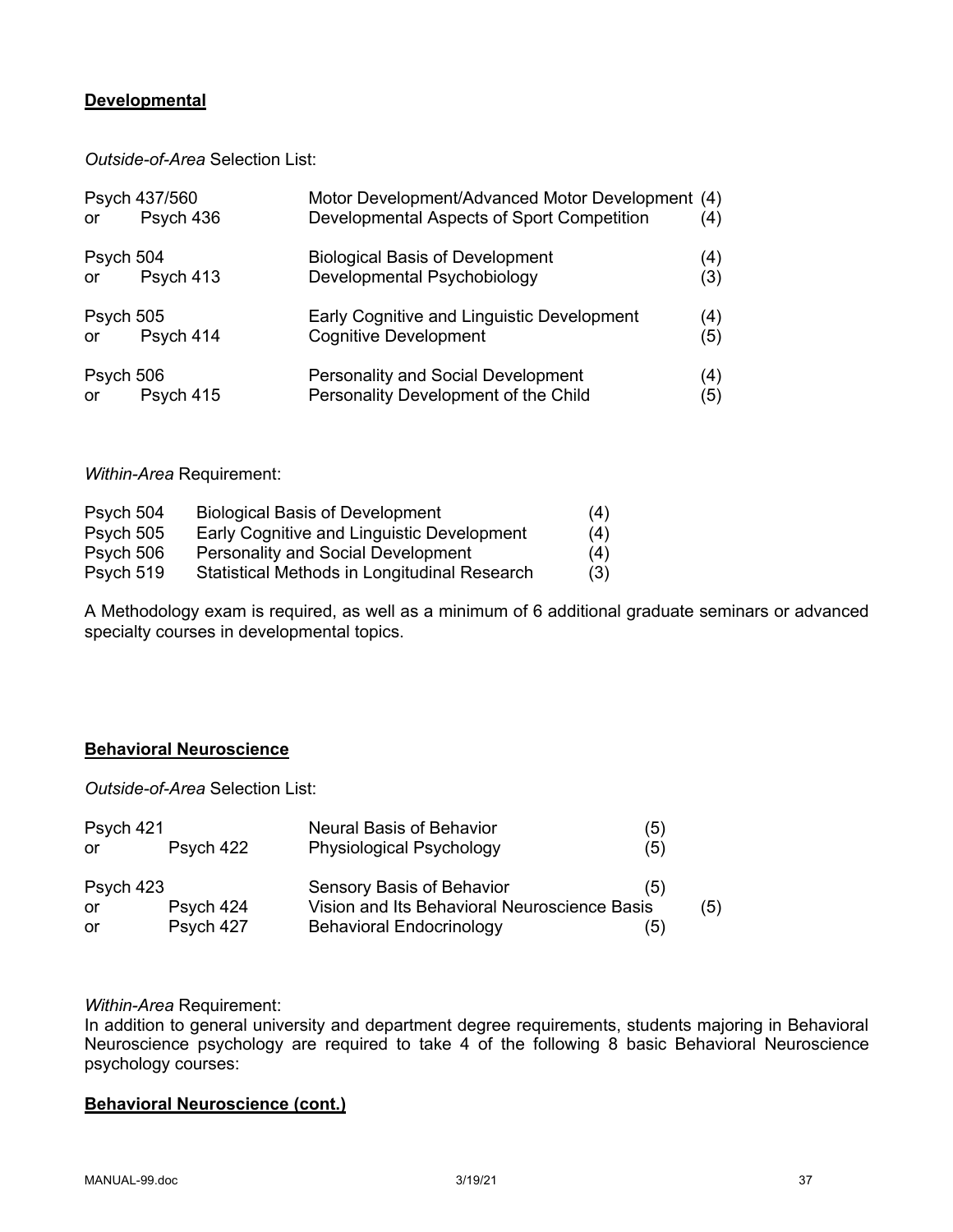**Developmental**

*Outside-of-Area* Selection List:

| | | | |
|---|---|---|---|
| Psych 437/560 | | Motor Development/Advanced Motor Development | (4) |
| or | Psych 436 | Developmental Aspects of Sport Competition | (4) |
| Psych 504 | | Biological Basis of Development | (4) |
| or | Psych 413 | Developmental Psychobiology | (3) |
| Psych 505 | | Early Cognitive and Linguistic Development | (4) |
| or | Psych 414 | Cognitive Development | (5) |
| Psych 506 | | Personality and Social Development | (4) |
| or | Psych 415 | Personality Development of the Child | (5) |

*Within-Area* Requirement:

| | | |
|---|---|---|
| Psych 504 | Biological Basis of Development | (4) |
| Psych 505 | Early Cognitive and Linguistic Development | (4) |
| Psych 506 | Personality and Social Development | (4) |
| Psych 519 | Statistical Methods in Longitudinal Research | (3) |

A Methodology exam is required, as well as a minimum of 6 additional graduate seminars or advanced specialty courses in developmental topics.

**Behavioral Neuroscience**

*Outside-of-Area* Selection List:

| | | | |
|---|---|---|---|
| Psych 421 | | Neural Basis of Behavior | (5) |
| or | Psych 422 | Physiological Psychology | (5) |
| Psych 423 | | Sensory Basis of Behavior | (5) |
| or | Psych 424 | Vision and Its Behavioral Neuroscience Basis | (5) |
| or | Psych 427 | Behavioral Endocrinology | (5) |

*Within-Area* Requirement:
In addition to general university and department degree requirements, students majoring in Behavioral Neuroscience psychology are required to take 4 of the following 8 basic Behavioral Neuroscience psychology courses:

**Behavioral Neuroscience (cont.)**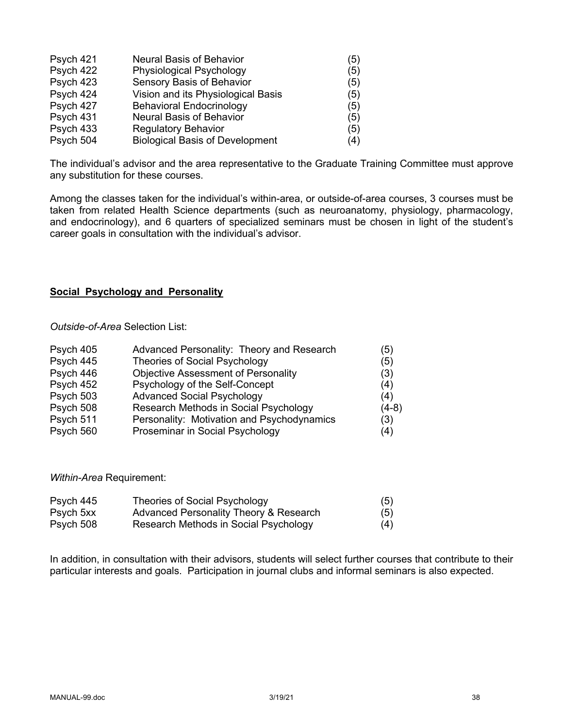| | | |
|---|---|---|
| Psych 421 | Neural Basis of Behavior | (5) |
| Psych 422 | Physiological Psychology | (5) |
| Psych 423 | Sensory Basis of Behavior | (5) |
| Psych 424 | Vision and its Physiological Basis | (5) |
| Psych 427 | Behavioral Endocrinology | (5) |
| Psych 431 | Neural Basis of Behavior | (5) |
| Psych 433 | Regulatory Behavior | (5) |
| Psych 504 | Biological Basis of Development | (4) |

The individual's advisor and the area representative to the Graduate Training Committee must approve any substitution for these courses.

Among the classes taken for the individual's within-area, or outside-of-area courses, 3 courses must be taken from related Health Science departments (such as neuroanatomy, physiology, pharmacology, and endocrinology), and 6 quarters of specialized seminars must be chosen in light of the student's career goals in consultation with the individual's advisor.

## **Social Psychology and Personality**

*Outside-of-Area* Selection List:

| | | |
|---|---|---|
| Psych 405 | Advanced Personality: Theory and Research | (5) |
| Psych 445 | Theories of Social Psychology | (5) |
| Psych 446 | Objective Assessment of Personality | (3) |
| Psych 452 | Psychology of the Self-Concept | (4) |
| Psych 503 | Advanced Social Psychology | (4) |
| Psych 508 | Research Methods in Social Psychology | (4-8) |
| Psych 511 | Personality: Motivation and Psychodynamics | (3) |
| Psych 560 | Proseminar in Social Psychology | (4) |

*Within-Area* Requirement:

| | | |
|---|---|---|
| Psych 445 | Theories of Social Psychology | (5) |
| Psych 5xx | Advanced Personality Theory & Research | (5) |
| Psych 508 | Research Methods in Social Psychology | (4) |

In addition, in consultation with their advisors, students will select further courses that contribute to their particular interests and goals. Participation in journal clubs and informal seminars is also expected.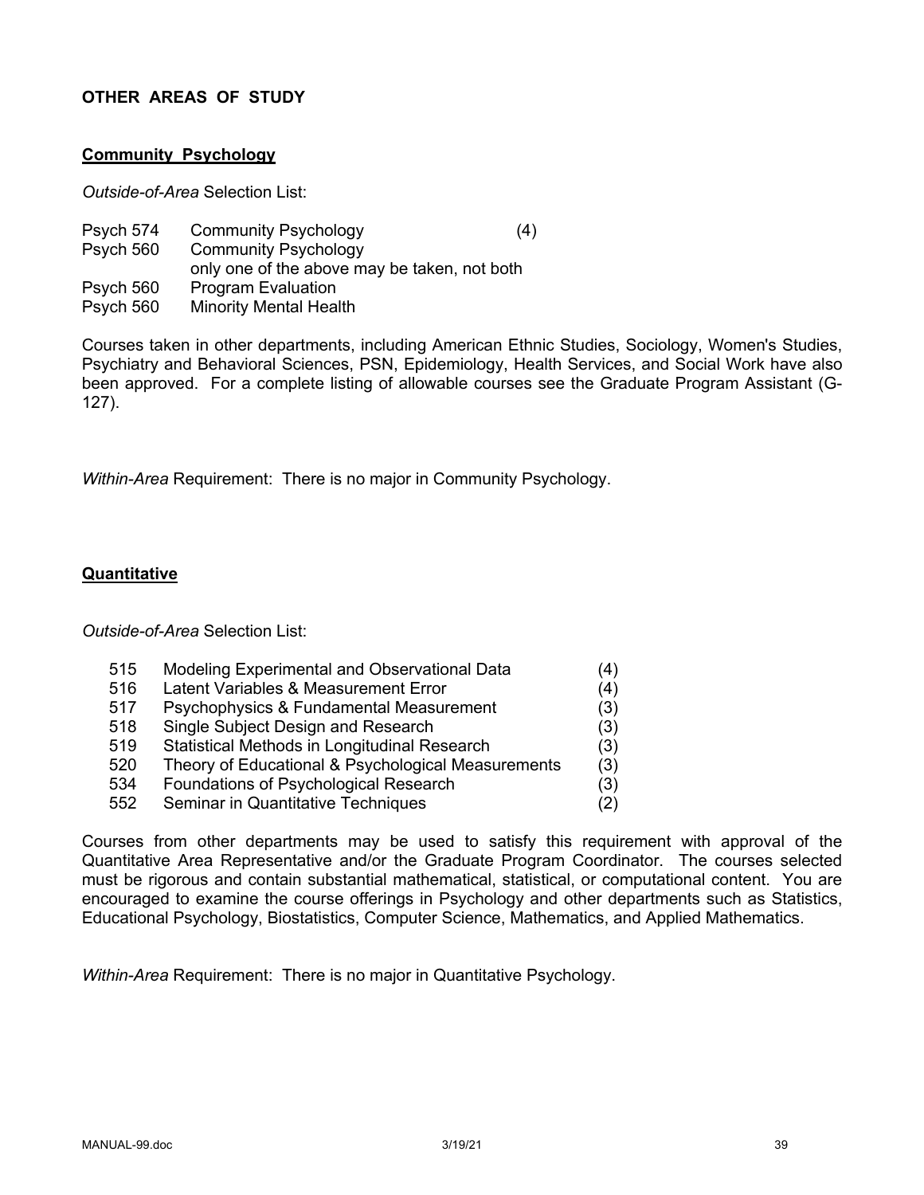## OTHER AREAS OF STUDY

### Community Psychology

*Outside-of-Area* Selection List:

| | | |
|---|---|---|
| Psych 574 | Community Psychology | (4) |
| Psych 560 | Community Psychology<br>only one of the above may be taken, not both | |
| Psych 560 | Program Evaluation | |
| Psych 560 | Minority Mental Health | |

Courses taken in other departments, including American Ethnic Studies, Sociology, Women's Studies, Psychiatry and Behavioral Sciences, PSN, Epidemiology, Health Services, and Social Work have also been approved. For a complete listing of allowable courses see the Graduate Program Assistant (G-127).

*Within-Area* Requirement: There is no major in Community Psychology.

### Quantitative

*Outside-of-Area* Selection List:

| | | |
|---|---|---|
| 515 | Modeling Experimental and Observational Data | (4) |
| 516 | Latent Variables & Measurement Error | (4) |
| 517 | Psychophysics & Fundamental Measurement | (3) |
| 518 | Single Subject Design and Research | (3) |
| 519 | Statistical Methods in Longitudinal Research | (3) |
| 520 | Theory of Educational & Psychological Measurements | (3) |
| 534 | Foundations of Psychological Research | (3) |
| 552 | Seminar in Quantitative Techniques | (2) |

Courses from other departments may be used to satisfy this requirement with approval of the Quantitative Area Representative and/or the Graduate Program Coordinator. The courses selected must be rigorous and contain substantial mathematical, statistical, or computational content. You are encouraged to examine the course offerings in Psychology and other departments such as Statistics, Educational Psychology, Biostatistics, Computer Science, Mathematics, and Applied Mathematics.

*Within-Area* Requirement: There is no major in Quantitative Psychology.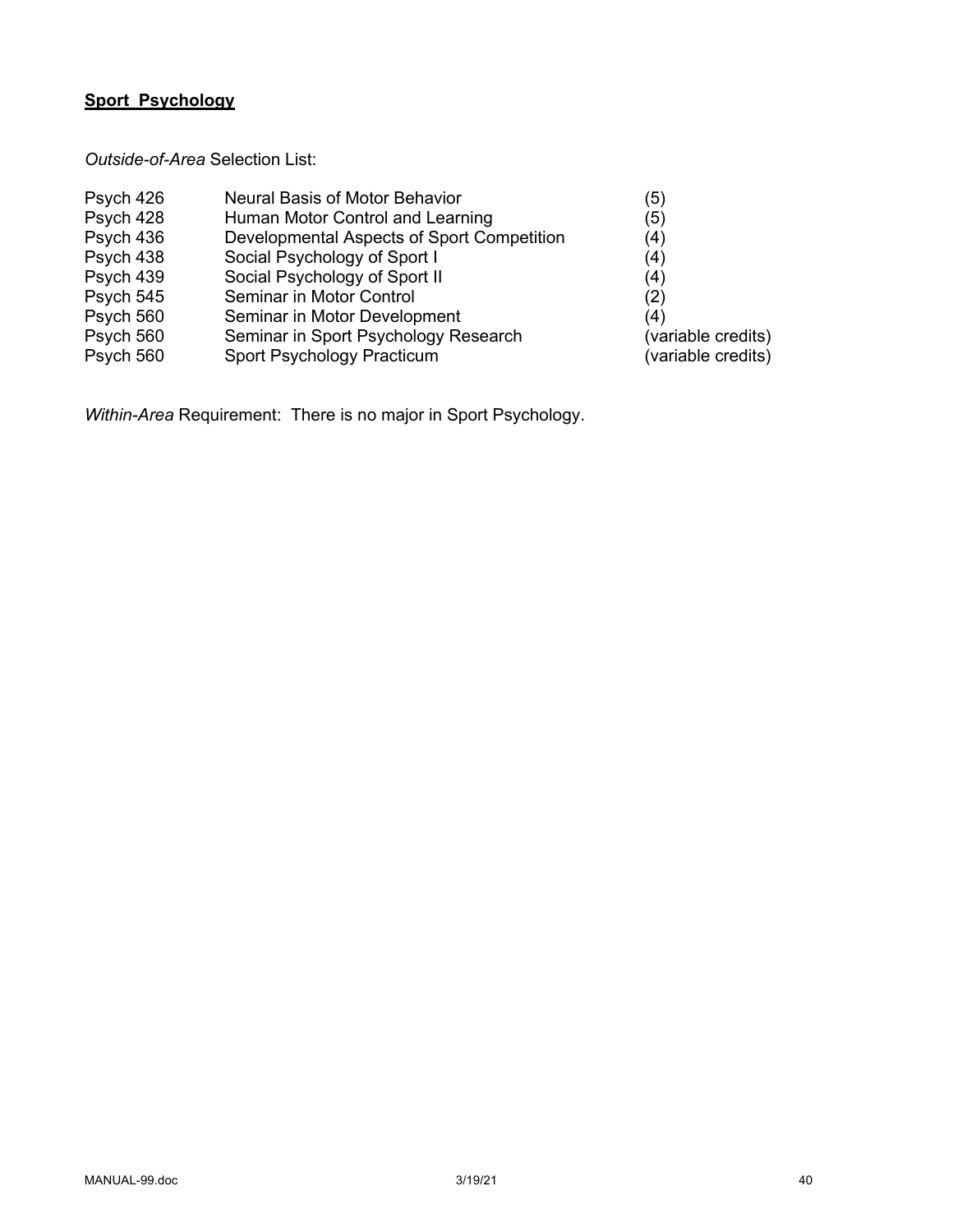**Sport Psychology**

*Outside-of-Area* Selection List:

| | | |
|---|---|---|
| Psych 426 | Neural Basis of Motor Behavior | (5) |
| Psych 428 | Human Motor Control and Learning | (5) |
| Psych 436 | Developmental Aspects of Sport Competition | (4) |
| Psych 438 | Social Psychology of Sport I | (4) |
| Psych 439 | Social Psychology of Sport II | (4) |
| Psych 545 | Seminar in Motor Control | (2) |
| Psych 560 | Seminar in Motor Development | (4) |
| Psych 560 | Seminar in Sport Psychology Research | (variable credits) |
| Psych 560 | Sport Psychology Practicum | (variable credits) |

*Within-Area* Requirement: There is no major in Sport Psychology.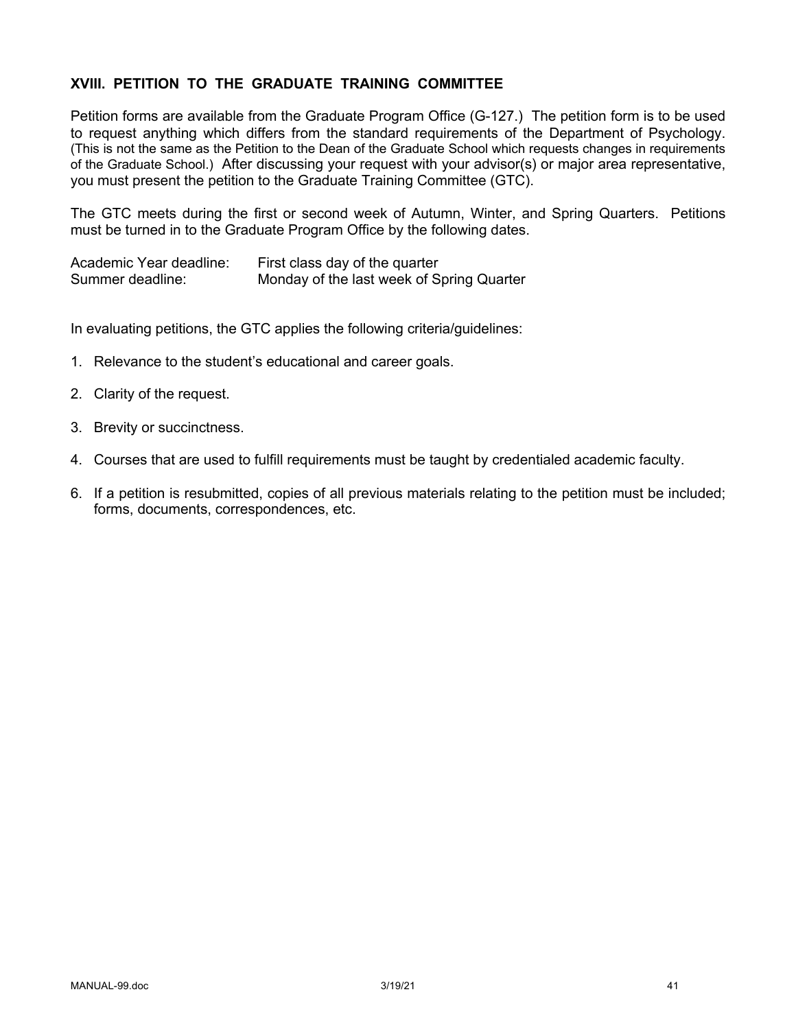## XVIII. PETITION TO THE GRADUATE TRAINING COMMITTEE

Petition forms are available from the Graduate Program Office (G-127.) The petition form is to be used to request anything which differs from the standard requirements of the Department of Psychology. (This is not the same as the Petition to the Dean of the Graduate School which requests changes in requirements of the Graduate School.) After discussing your request with your advisor(s) or major area representative, you must present the petition to the Graduate Training Committee (GTC).

The GTC meets during the first or second week of Autumn, Winter, and Spring Quarters. Petitions must be turned in to the Graduate Program Office by the following dates.

| | |
|---|---|
| Academic Year deadline: | First class day of the quarter |
| Summer deadline: | Monday of the last week of Spring Quarter |

In evaluating petitions, the GTC applies the following criteria/guidelines:

1. Relevance to the student's educational and career goals.
2. Clarity of the request.
3. Brevity or succinctness.
4. Courses that are used to fulfill requirements must be taught by credentialed academic faculty.

6. If a petition is resubmitted, copies of all previous materials relating to the petition must be included; forms, documents, correspondences, etc.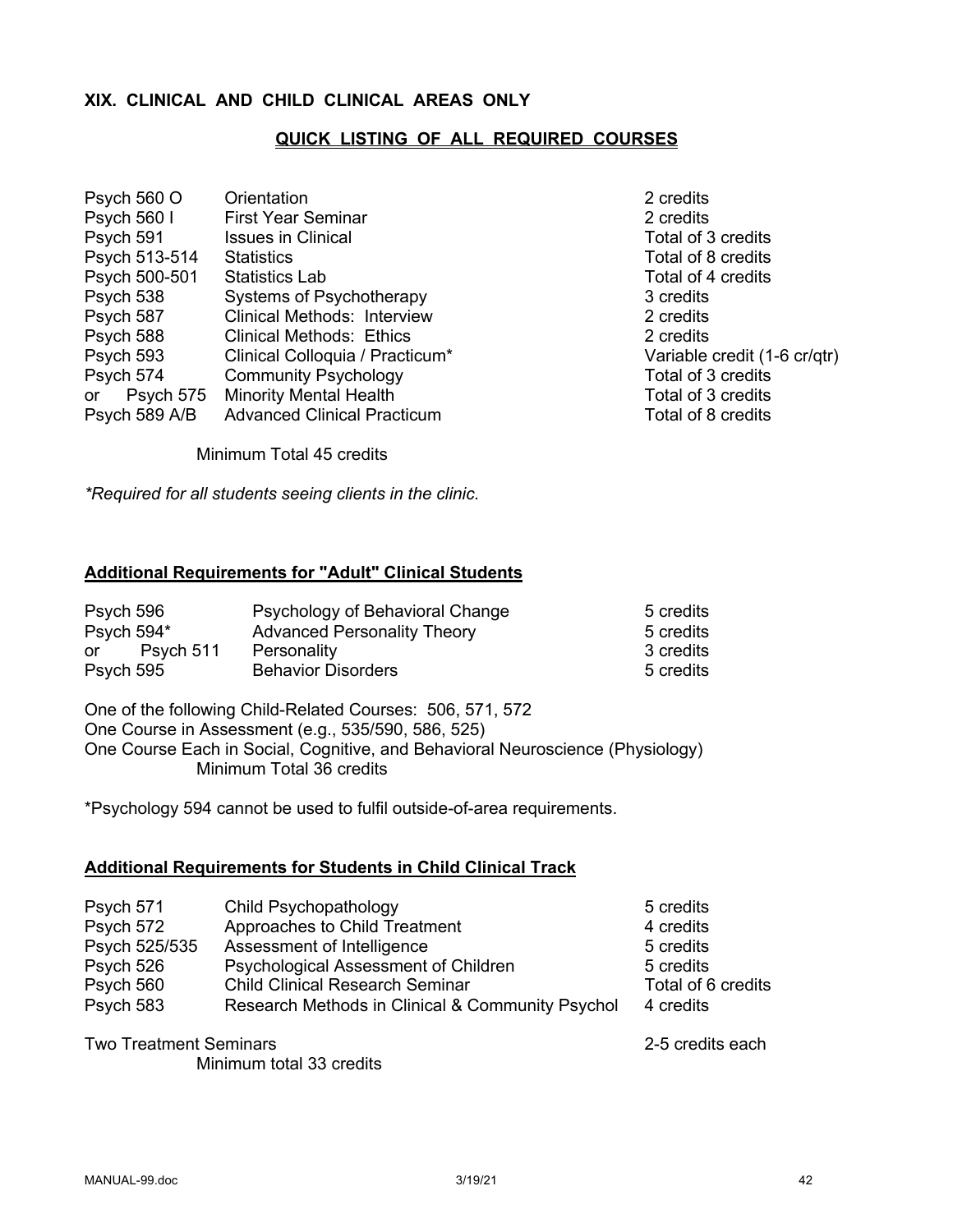## XIX. CLINICAL AND CHILD CLINICAL AREAS ONLY

### QUICK LISTING OF ALL REQUIRED COURSES

| | | |
|---|---|---|
| Psych 560 O | Orientation | 2 credits |
| Psych 560 I | First Year Seminar | 2 credits |
| Psych 591 | Issues in Clinical | Total of 3 credits |
| Psych 513-514 | Statistics | Total of 8 credits |
| Psych 500-501 | Statistics Lab | Total of 4 credits |
| Psych 538 | Systems of Psychotherapy | 3 credits |
| Psych 587 | Clinical Methods: Interview | 2 credits |
| Psych 588 | Clinical Methods: Ethics | 2 credits |
| Psych 593 | Clinical Colloquia / Practicum* | Variable credit (1-6 cr/qtr) |
| Psych 574 | Community Psychology | Total of 3 credits |
| or Psych 575 | Minority Mental Health | Total of 3 credits |
| Psych 589 A/B | Advanced Clinical Practicum | Total of 8 credits |

Minimum Total 45 credits

*\*Required for all students seeing clients in the clinic.*

### Additional Requirements for "Adult" Clinical Students

| | | |
|---|---|---|
| Psych 596 | Psychology of Behavioral Change | 5 credits |
| Psych 594* | Advanced Personality Theory | 5 credits |
| or Psych 511 | Personality | 3 credits |
| Psych 595 | Behavior Disorders | 5 credits |

One of the following Child-Related Courses: 506, 571, 572
One Course in Assessment (e.g., 535/590, 586, 525)
One Course Each in Social, Cognitive, and Behavioral Neuroscience (Physiology)
Minimum Total 36 credits

*Psychology 594 cannot be used to fulfil outside-of-area requirements.

### Additional Requirements for Students in Child Clinical Track

| | | |
|---|---|---|
| Psych 571 | Child Psychopathology | 5 credits |
| Psych 572 | Approaches to Child Treatment | 4 credits |
| Psych 525/535 | Assessment of Intelligence | 5 credits |
| Psych 526 | Psychological Assessment of Children | 5 credits |
| Psych 560 | Child Clinical Research Seminar | Total of 6 credits |
| Psych 583 | Research Methods in Clinical & Community Psychol | 4 credits |

Two Treatment Seminars — 2-5 credits each

Minimum total 33 credits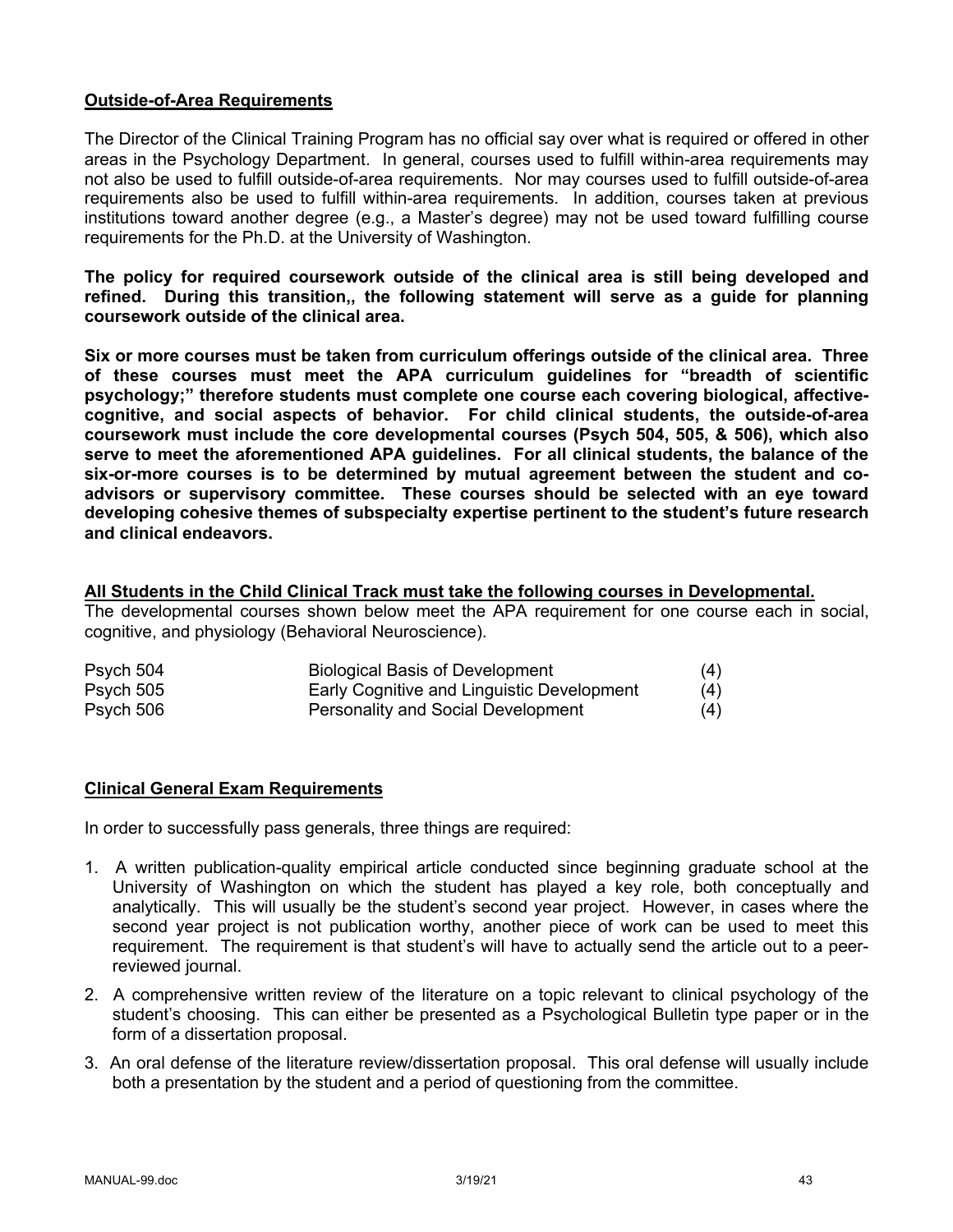**Outside-of-Area Requirements**

The Director of the Clinical Training Program has no official say over what is required or offered in other areas in the Psychology Department. In general, courses used to fulfill within-area requirements may not also be used to fulfill outside-of-area requirements. Nor may courses used to fulfill outside-of-area requirements also be used to fulfill within-area requirements. In addition, courses taken at previous institutions toward another degree (e.g., a Master's degree) may not be used toward fulfilling course requirements for the Ph.D. at the University of Washington.

**The policy for required coursework outside of the clinical area is still being developed and refined. During this transition,, the following statement will serve as a guide for planning coursework outside of the clinical area.**

**Six or more courses must be taken from curriculum offerings outside of the clinical area. Three of these courses must meet the APA curriculum guidelines for "breadth of scientific psychology;" therefore students must complete one course each covering biological, affective-cognitive, and social aspects of behavior. For child clinical students, the outside-of-area coursework must include the core developmental courses (Psych 504, 505, & 506), which also serve to meet the aforementioned APA guidelines. For all clinical students, the balance of the six-or-more courses is to be determined by mutual agreement between the student and co-advisors or supervisory committee. These courses should be selected with an eye toward developing cohesive themes of subspecialty expertise pertinent to the student's future research and clinical endeavors.**

**All Students in the Child Clinical Track must take the following courses in Developmental.**

The developmental courses shown below meet the APA requirement for one course each in social, cognitive, and physiology (Behavioral Neuroscience).

| | | |
|---|---|---|
| Psych 504 | Biological Basis of Development | (4) |
| Psych 505 | Early Cognitive and Linguistic Development | (4) |
| Psych 506 | Personality and Social Development | (4) |

**Clinical General Exam Requirements**

In order to successfully pass generals, three things are required:

1. A written publication-quality empirical article conducted since beginning graduate school at the University of Washington on which the student has played a key role, both conceptually and analytically. This will usually be the student's second year project. However, in cases where the second year project is not publication worthy, another piece of work can be used to meet this requirement. The requirement is that student's will have to actually send the article out to a peer-reviewed journal.
2. A comprehensive written review of the literature on a topic relevant to clinical psychology of the student's choosing. This can either be presented as a Psychological Bulletin type paper or in the form of a dissertation proposal.
3. An oral defense of the literature review/dissertation proposal. This oral defense will usually include both a presentation by the student and a period of questioning from the committee.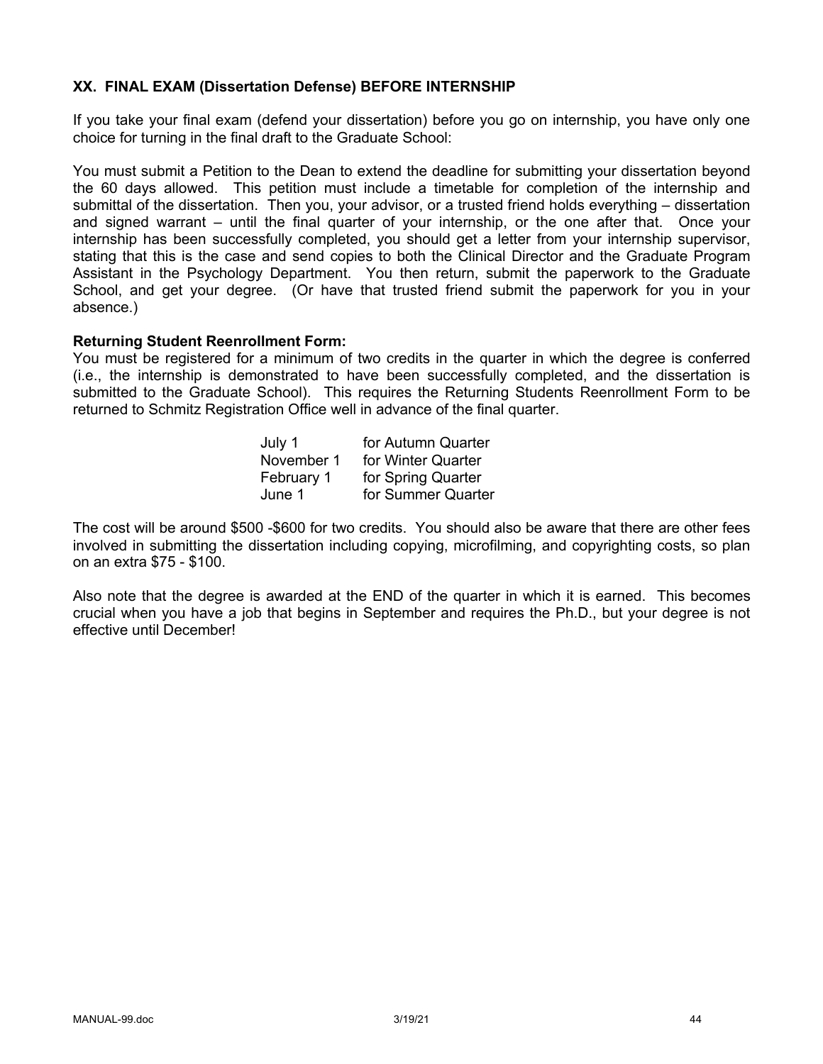## XX. FINAL EXAM (Dissertation Defense) BEFORE INTERNSHIP

If you take your final exam (defend your dissertation) before you go on internship, you have only one choice for turning in the final draft to the Graduate School:

You must submit a Petition to the Dean to extend the deadline for submitting your dissertation beyond the 60 days allowed. This petition must include a timetable for completion of the internship and submittal of the dissertation. Then you, your advisor, or a trusted friend holds everything – dissertation and signed warrant – until the final quarter of your internship, or the one after that. Once your internship has been successfully completed, you should get a letter from your internship supervisor, stating that this is the case and send copies to both the Clinical Director and the Graduate Program Assistant in the Psychology Department. You then return, submit the paperwork to the Graduate School, and get your degree. (Or have that trusted friend submit the paperwork for you in your absence.)

**Returning Student Reenrollment Form:**
You must be registered for a minimum of two credits in the quarter in which the degree is conferred (i.e., the internship is demonstrated to have been successfully completed, and the dissertation is submitted to the Graduate School). This requires the Returning Students Reenrollment Form to be returned to Schmitz Registration Office well in advance of the final quarter.

| | |
|---|---|
| July 1 | for Autumn Quarter |
| November 1 | for Winter Quarter |
| February 1 | for Spring Quarter |
| June 1 | for Summer Quarter |

The cost will be around \$500 -\$600 for two credits. You should also be aware that there are other fees involved in submitting the dissertation including copying, microfilming, and copyrighting costs, so plan on an extra \$75 - \$100.

Also note that the degree is awarded at the END of the quarter in which it is earned. This becomes crucial when you have a job that begins in September and requires the Ph.D., but your degree is not effective until December!